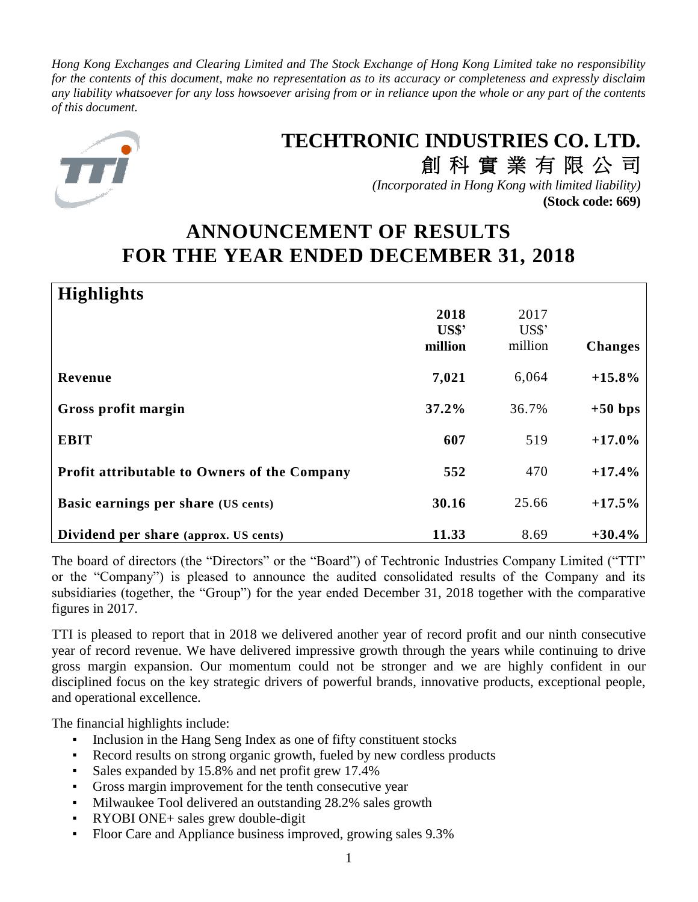*Hong Kong Exchanges and Clearing Limited and The Stock Exchange of Hong Kong Limited take no responsibility for the contents of this document, make no representation as to its accuracy or completeness and expressly disclaim any liability whatsoever for any loss howsoever arising from or in reliance upon the whole or any part of the contents of this document.*

# TECHTRONIC INDUSTRIES CO. LTD.

# 創科實業有限公司

*(Incorporated in Hong Kong with limited liability)*

**(Stock code: 669)**

# ANNOUNCEMENT OF RESULTS FOR THE YEAR ENDED DECEMBER 31, 2018

## Highlights

| | 2018 US$' million | 2017 US$' million | Changes |
|---|---|---|---|
| **Revenue** | **7,021** | 6,064 | **+15.8%** |
| **Gross profit margin** | **37.2%** | 36.7% | **+50 bps** |
| **EBIT** | **607** | 519 | **+17.0%** |
| **Profit attributable to Owners of the Company** | **552** | 470 | **+17.4%** |
| **Basic earnings per share (US cents)** | **30.16** | 25.66 | **+17.5%** |
| **Dividend per share (approx. US cents)** | **11.33** | 8.69 | **+30.4%** |

The board of directors (the "Directors" or the "Board") of Techtronic Industries Company Limited ("TTI" or the "Company") is pleased to announce the audited consolidated results of the Company and its subsidiaries (together, the "Group") for the year ended December 31, 2018 together with the comparative figures in 2017.

TTI is pleased to report that in 2018 we delivered another year of record profit and our ninth consecutive year of record revenue. We have delivered impressive growth through the years while continuing to drive gross margin expansion. Our momentum could not be stronger and we are highly confident in our disciplined focus on the key strategic drivers of powerful brands, innovative products, exceptional people, and operational excellence.

The financial highlights include:

- Inclusion in the Hang Seng Index as one of fifty constituent stocks
- Record results on strong organic growth, fueled by new cordless products
- Sales expanded by 15.8% and net profit grew 17.4%
- Gross margin improvement for the tenth consecutive year
- Milwaukee Tool delivered an outstanding 28.2% sales growth
- RYOBI ONE+ sales grew double-digit
- Floor Care and Appliance business improved, growing sales 9.3%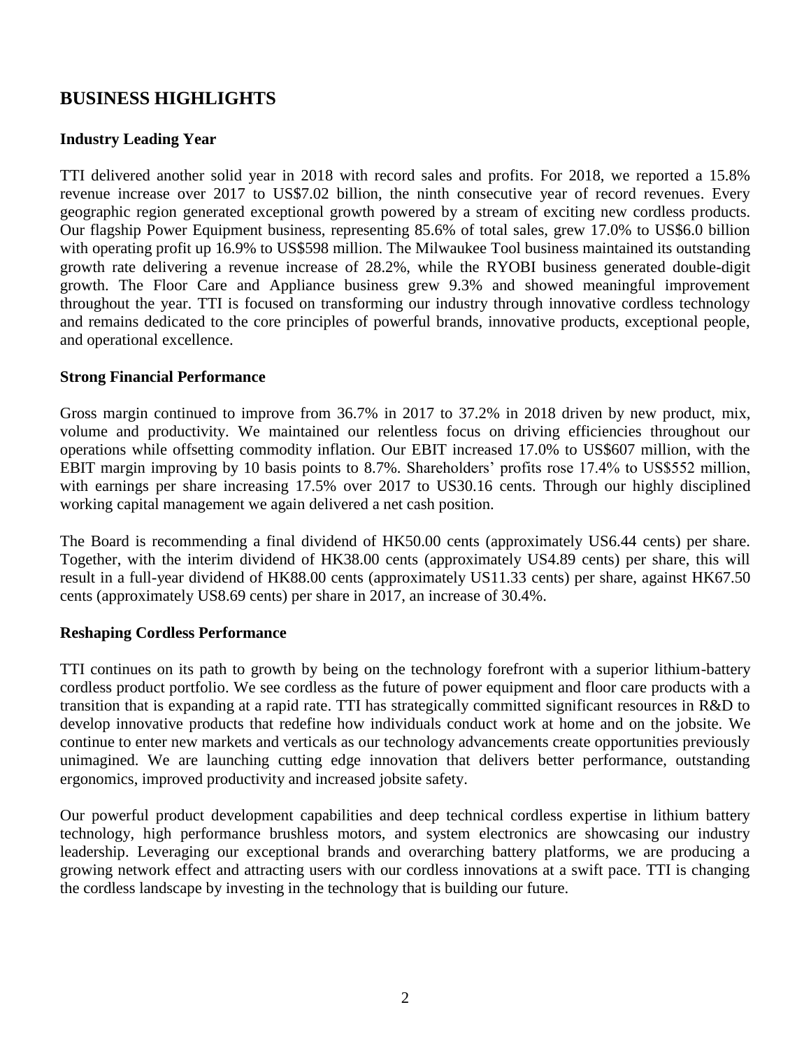## BUSINESS HIGHLIGHTS

### Industry Leading Year

TTI delivered another solid year in 2018 with record sales and profits. For 2018, we reported a 15.8% revenue increase over 2017 to US$7.02 billion, the ninth consecutive year of record revenues. Every geographic region generated exceptional growth powered by a stream of exciting new cordless products. Our flagship Power Equipment business, representing 85.6% of total sales, grew 17.0% to US$6.0 billion with operating profit up 16.9% to US$598 million. The Milwaukee Tool business maintained its outstanding growth rate delivering a revenue increase of 28.2%, while the RYOBI business generated double-digit growth. The Floor Care and Appliance business grew 9.3% and showed meaningful improvement throughout the year. TTI is focused on transforming our industry through innovative cordless technology and remains dedicated to the core principles of powerful brands, innovative products, exceptional people, and operational excellence.

### Strong Financial Performance

Gross margin continued to improve from 36.7% in 2017 to 37.2% in 2018 driven by new product, mix, volume and productivity. We maintained our relentless focus on driving efficiencies throughout our operations while offsetting commodity inflation. Our EBIT increased 17.0% to US$607 million, with the EBIT margin improving by 10 basis points to 8.7%. Shareholders' profits rose 17.4% to US$552 million, with earnings per share increasing 17.5% over 2017 to US30.16 cents. Through our highly disciplined working capital management we again delivered a net cash position.

The Board is recommending a final dividend of HK50.00 cents (approximately US6.44 cents) per share. Together, with the interim dividend of HK38.00 cents (approximately US4.89 cents) per share, this will result in a full-year dividend of HK88.00 cents (approximately US11.33 cents) per share, against HK67.50 cents (approximately US8.69 cents) per share in 2017, an increase of 30.4%.

### Reshaping Cordless Performance

TTI continues on its path to growth by being on the technology forefront with a superior lithium-battery cordless product portfolio. We see cordless as the future of power equipment and floor care products with a transition that is expanding at a rapid rate. TTI has strategically committed significant resources in R&D to develop innovative products that redefine how individuals conduct work at home and on the jobsite. We continue to enter new markets and verticals as our technology advancements create opportunities previously unimagined. We are launching cutting edge innovation that delivers better performance, outstanding ergonomics, improved productivity and increased jobsite safety.

Our powerful product development capabilities and deep technical cordless expertise in lithium battery technology, high performance brushless motors, and system electronics are showcasing our industry leadership. Leveraging our exceptional brands and overarching battery platforms, we are producing a growing network effect and attracting users with our cordless innovations at a swift pace. TTI is changing the cordless landscape by investing in the technology that is building our future.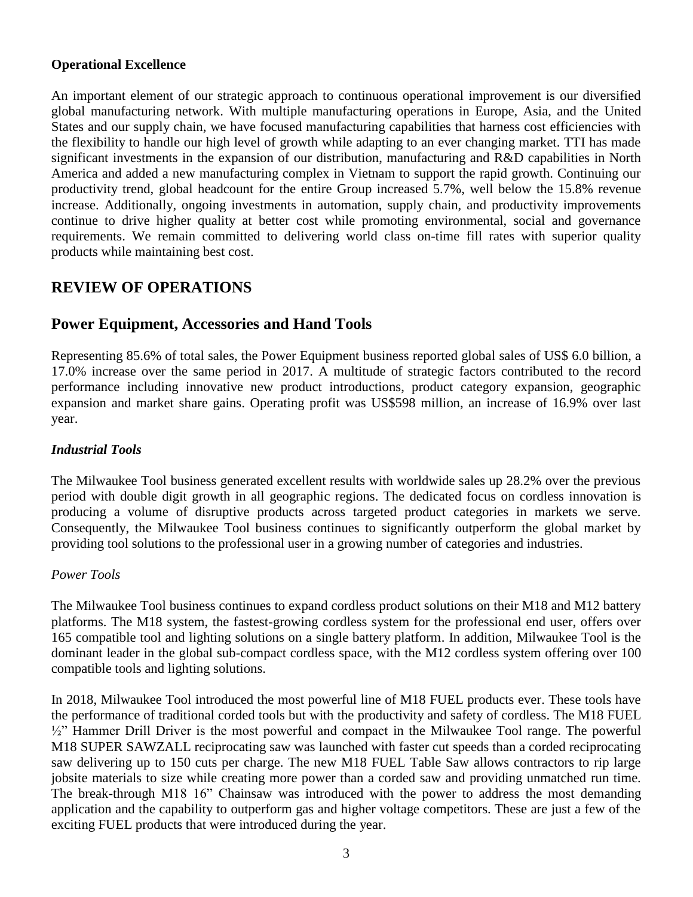**Operational Excellence**

An important element of our strategic approach to continuous operational improvement is our diversified global manufacturing network. With multiple manufacturing operations in Europe, Asia, and the United States and our supply chain, we have focused manufacturing capabilities that harness cost efficiencies with the flexibility to handle our high level of growth while adapting to an ever changing market. TTI has made significant investments in the expansion of our distribution, manufacturing and R&D capabilities in North America and added a new manufacturing complex in Vietnam to support the rapid growth. Continuing our productivity trend, global headcount for the entire Group increased 5.7%, well below the 15.8% revenue increase. Additionally, ongoing investments in automation, supply chain, and productivity improvements continue to drive higher quality at better cost while promoting environmental, social and governance requirements. We remain committed to delivering world class on-time fill rates with superior quality products while maintaining best cost.

# REVIEW OF OPERATIONS

## Power Equipment, Accessories and Hand Tools

Representing 85.6% of total sales, the Power Equipment business reported global sales of US$ 6.0 billion, a 17.0% increase over the same period in 2017. A multitude of strategic factors contributed to the record performance including innovative new product introductions, product category expansion, geographic expansion and market share gains. Operating profit was US$598 million, an increase of 16.9% over last year.

### *Industrial Tools*

The Milwaukee Tool business generated excellent results with worldwide sales up 28.2% over the previous period with double digit growth in all geographic regions. The dedicated focus on cordless innovation is producing a volume of disruptive products across targeted product categories in markets we serve. Consequently, the Milwaukee Tool business continues to significantly outperform the global market by providing tool solutions to the professional user in a growing number of categories and industries.

*Power Tools*

The Milwaukee Tool business continues to expand cordless product solutions on their M18 and M12 battery platforms. The M18 system, the fastest-growing cordless system for the professional end user, offers over 165 compatible tool and lighting solutions on a single battery platform. In addition, Milwaukee Tool is the dominant leader in the global sub-compact cordless space, with the M12 cordless system offering over 100 compatible tools and lighting solutions.

In 2018, Milwaukee Tool introduced the most powerful line of M18 FUEL products ever. These tools have the performance of traditional corded tools but with the productivity and safety of cordless. The M18 FUEL ½" Hammer Drill Driver is the most powerful and compact in the Milwaukee Tool range. The powerful M18 SUPER SAWZALL reciprocating saw was launched with faster cut speeds than a corded reciprocating saw delivering up to 150 cuts per charge. The new M18 FUEL Table Saw allows contractors to rip large jobsite materials to size while creating more power than a corded saw and providing unmatched run time. The break-through M18 16" Chainsaw was introduced with the power to address the most demanding application and the capability to outperform gas and higher voltage competitors. These are just a few of the exciting FUEL products that were introduced during the year.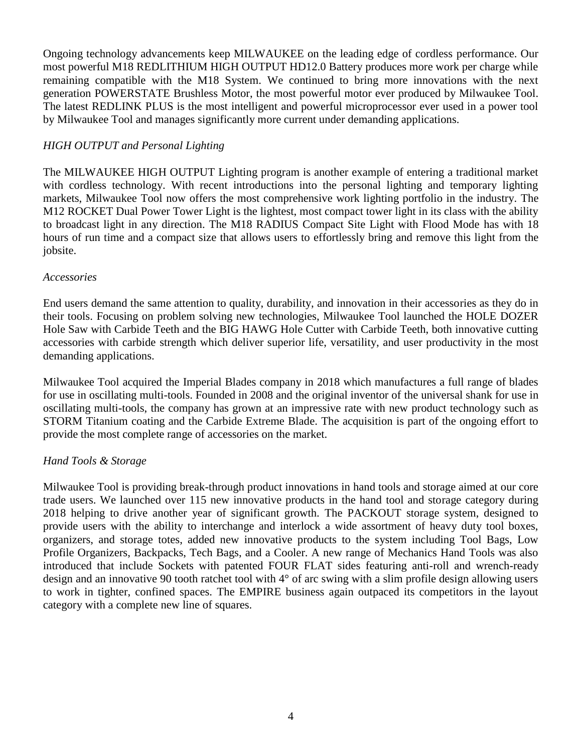Ongoing technology advancements keep MILWAUKEE on the leading edge of cordless performance. Our most powerful M18 REDLITHIUM HIGH OUTPUT HD12.0 Battery produces more work per charge while remaining compatible with the M18 System. We continued to bring more innovations with the next generation POWERSTATE Brushless Motor, the most powerful motor ever produced by Milwaukee Tool. The latest REDLINK PLUS is the most intelligent and powerful microprocessor ever used in a power tool by Milwaukee Tool and manages significantly more current under demanding applications.

*HIGH OUTPUT and Personal Lighting*

The MILWAUKEE HIGH OUTPUT Lighting program is another example of entering a traditional market with cordless technology. With recent introductions into the personal lighting and temporary lighting markets, Milwaukee Tool now offers the most comprehensive work lighting portfolio in the industry. The M12 ROCKET Dual Power Tower Light is the lightest, most compact tower light in its class with the ability to broadcast light in any direction. The M18 RADIUS Compact Site Light with Flood Mode has with 18 hours of run time and a compact size that allows users to effortlessly bring and remove this light from the jobsite.

*Accessories*

End users demand the same attention to quality, durability, and innovation in their accessories as they do in their tools. Focusing on problem solving new technologies, Milwaukee Tool launched the HOLE DOZER Hole Saw with Carbide Teeth and the BIG HAWG Hole Cutter with Carbide Teeth, both innovative cutting accessories with carbide strength which deliver superior life, versatility, and user productivity in the most demanding applications.

Milwaukee Tool acquired the Imperial Blades company in 2018 which manufactures a full range of blades for use in oscillating multi-tools. Founded in 2008 and the original inventor of the universal shank for use in oscillating multi-tools, the company has grown at an impressive rate with new product technology such as STORM Titanium coating and the Carbide Extreme Blade. The acquisition is part of the ongoing effort to provide the most complete range of accessories on the market.

*Hand Tools & Storage*

Milwaukee Tool is providing break-through product innovations in hand tools and storage aimed at our core trade users. We launched over 115 new innovative products in the hand tool and storage category during 2018 helping to drive another year of significant growth. The PACKOUT storage system, designed to provide users with the ability to interchange and interlock a wide assortment of heavy duty tool boxes, organizers, and storage totes, added new innovative products to the system including Tool Bags, Low Profile Organizers, Backpacks, Tech Bags, and a Cooler. A new range of Mechanics Hand Tools was also introduced that include Sockets with patented FOUR FLAT sides featuring anti-roll and wrench-ready design and an innovative 90 tooth ratchet tool with 4° of arc swing with a slim profile design allowing users to work in tighter, confined spaces. The EMPIRE business again outpaced its competitors in the layout category with a complete new line of squares.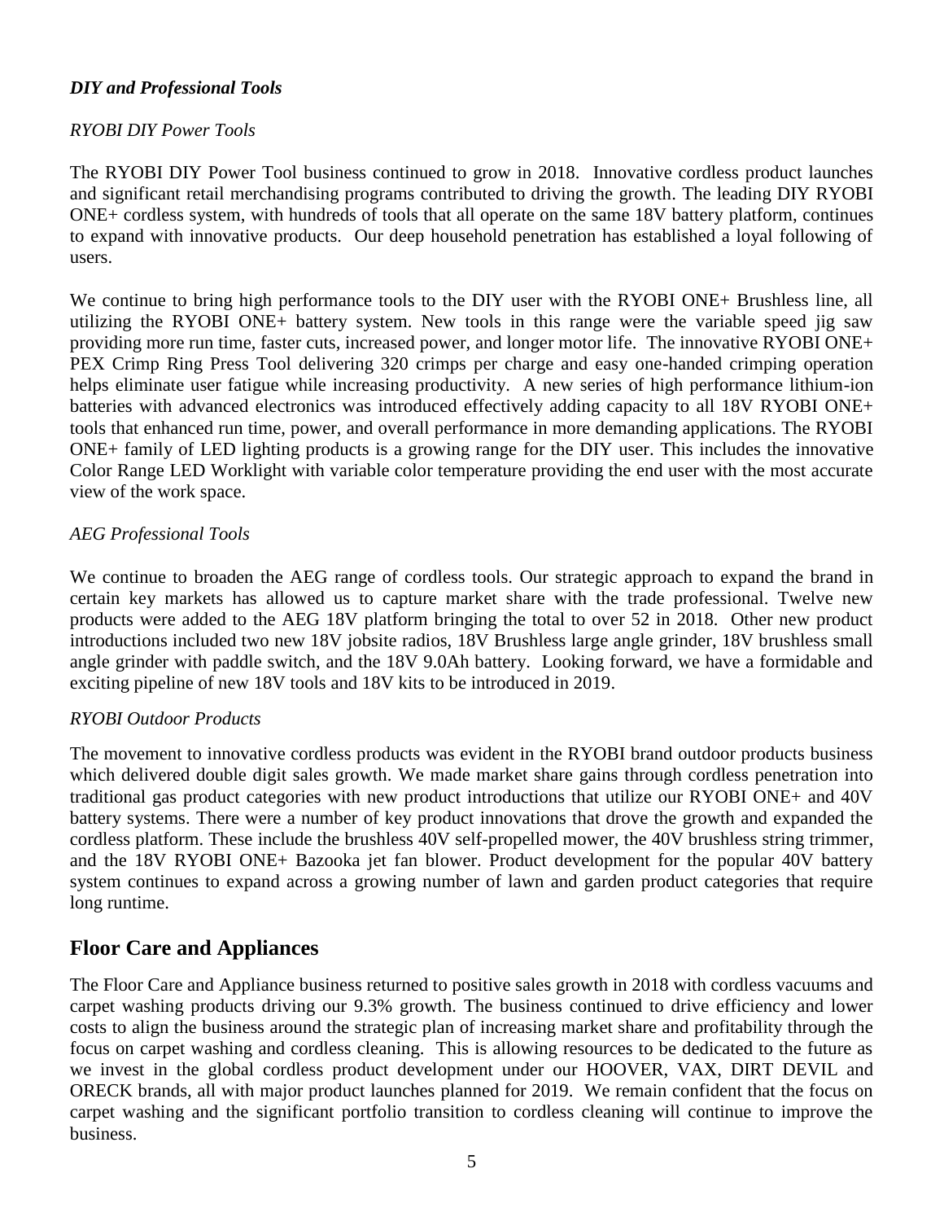### *DIY and Professional Tools*

*RYOBI DIY Power Tools*

The RYOBI DIY Power Tool business continued to grow in 2018. Innovative cordless product launches and significant retail merchandising programs contributed to driving the growth. The leading DIY RYOBI ONE+ cordless system, with hundreds of tools that all operate on the same 18V battery platform, continues to expand with innovative products. Our deep household penetration has established a loyal following of users.

We continue to bring high performance tools to the DIY user with the RYOBI ONE+ Brushless line, all utilizing the RYOBI ONE+ battery system. New tools in this range were the variable speed jig saw providing more run time, faster cuts, increased power, and longer motor life. The innovative RYOBI ONE+ PEX Crimp Ring Press Tool delivering 320 crimps per charge and easy one-handed crimping operation helps eliminate user fatigue while increasing productivity. A new series of high performance lithium-ion batteries with advanced electronics was introduced effectively adding capacity to all 18V RYOBI ONE+ tools that enhanced run time, power, and overall performance in more demanding applications. The RYOBI ONE+ family of LED lighting products is a growing range for the DIY user. This includes the innovative Color Range LED Worklight with variable color temperature providing the end user with the most accurate view of the work space.

*AEG Professional Tools*

We continue to broaden the AEG range of cordless tools. Our strategic approach to expand the brand in certain key markets has allowed us to capture market share with the trade professional. Twelve new products were added to the AEG 18V platform bringing the total to over 52 in 2018. Other new product introductions included two new 18V jobsite radios, 18V Brushless large angle grinder, 18V brushless small angle grinder with paddle switch, and the 18V 9.0Ah battery. Looking forward, we have a formidable and exciting pipeline of new 18V tools and 18V kits to be introduced in 2019.

*RYOBI Outdoor Products*

The movement to innovative cordless products was evident in the RYOBI brand outdoor products business which delivered double digit sales growth. We made market share gains through cordless penetration into traditional gas product categories with new product introductions that utilize our RYOBI ONE+ and 40V battery systems. There were a number of key product innovations that drove the growth and expanded the cordless platform. These include the brushless 40V self-propelled mower, the 40V brushless string trimmer, and the 18V RYOBI ONE+ Bazooka jet fan blower. Product development for the popular 40V battery system continues to expand across a growing number of lawn and garden product categories that require long runtime.

## Floor Care and Appliances

The Floor Care and Appliance business returned to positive sales growth in 2018 with cordless vacuums and carpet washing products driving our 9.3% growth. The business continued to drive efficiency and lower costs to align the business around the strategic plan of increasing market share and profitability through the focus on carpet washing and cordless cleaning. This is allowing resources to be dedicated to the future as we invest in the global cordless product development under our HOOVER, VAX, DIRT DEVIL and ORECK brands, all with major product launches planned for 2019. We remain confident that the focus on carpet washing and the significant portfolio transition to cordless cleaning will continue to improve the business.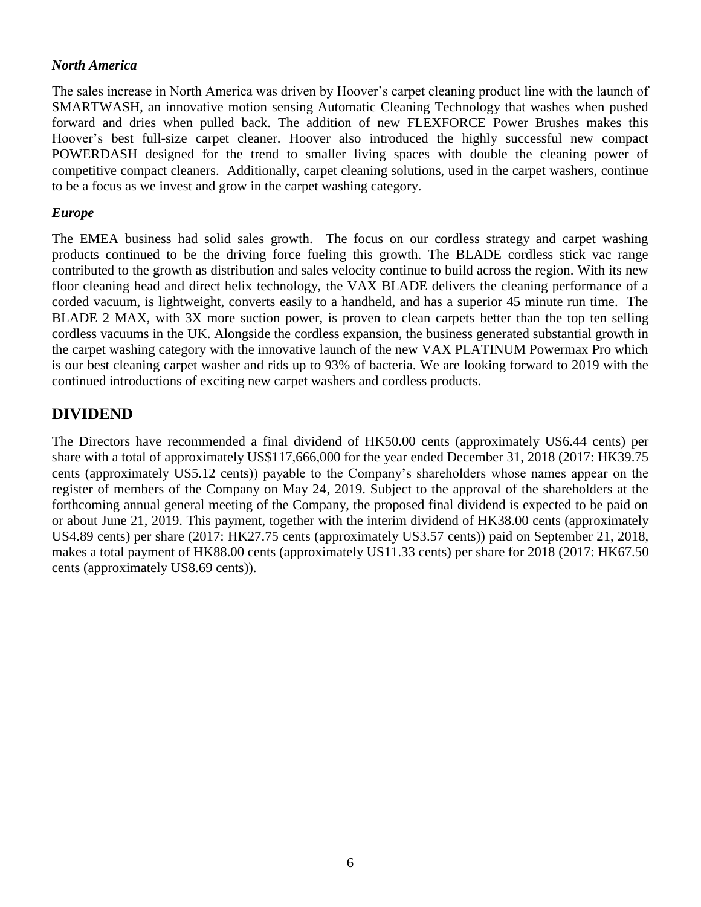### *North America*

The sales increase in North America was driven by Hoover's carpet cleaning product line with the launch of SMARTWASH, an innovative motion sensing Automatic Cleaning Technology that washes when pushed forward and dries when pulled back. The addition of new FLEXFORCE Power Brushes makes this Hoover's best full-size carpet cleaner. Hoover also introduced the highly successful new compact POWERDASH designed for the trend to smaller living spaces with double the cleaning power of competitive compact cleaners. Additionally, carpet cleaning solutions, used in the carpet washers, continue to be a focus as we invest and grow in the carpet washing category.

### *Europe*

The EMEA business had solid sales growth. The focus on our cordless strategy and carpet washing products continued to be the driving force fueling this growth. The BLADE cordless stick vac range contributed to the growth as distribution and sales velocity continue to build across the region. With its new floor cleaning head and direct helix technology, the VAX BLADE delivers the cleaning performance of a corded vacuum, is lightweight, converts easily to a handheld, and has a superior 45 minute run time. The BLADE 2 MAX, with 3X more suction power, is proven to clean carpets better than the top ten selling cordless vacuums in the UK. Alongside the cordless expansion, the business generated substantial growth in the carpet washing category with the innovative launch of the new VAX PLATINUM Powermax Pro which is our best cleaning carpet washer and rids up to 93% of bacteria. We are looking forward to 2019 with the continued introductions of exciting new carpet washers and cordless products.

## DIVIDEND

The Directors have recommended a final dividend of HK50.00 cents (approximately US6.44 cents) per share with a total of approximately US$117,666,000 for the year ended December 31, 2018 (2017: HK39.75 cents (approximately US5.12 cents)) payable to the Company's shareholders whose names appear on the register of members of the Company on May 24, 2019. Subject to the approval of the shareholders at the forthcoming annual general meeting of the Company, the proposed final dividend is expected to be paid on or about June 21, 2019. This payment, together with the interim dividend of HK38.00 cents (approximately US4.89 cents) per share (2017: HK27.75 cents (approximately US3.57 cents)) paid on September 21, 2018, makes a total payment of HK88.00 cents (approximately US11.33 cents) per share for 2018 (2017: HK67.50 cents (approximately US8.69 cents)).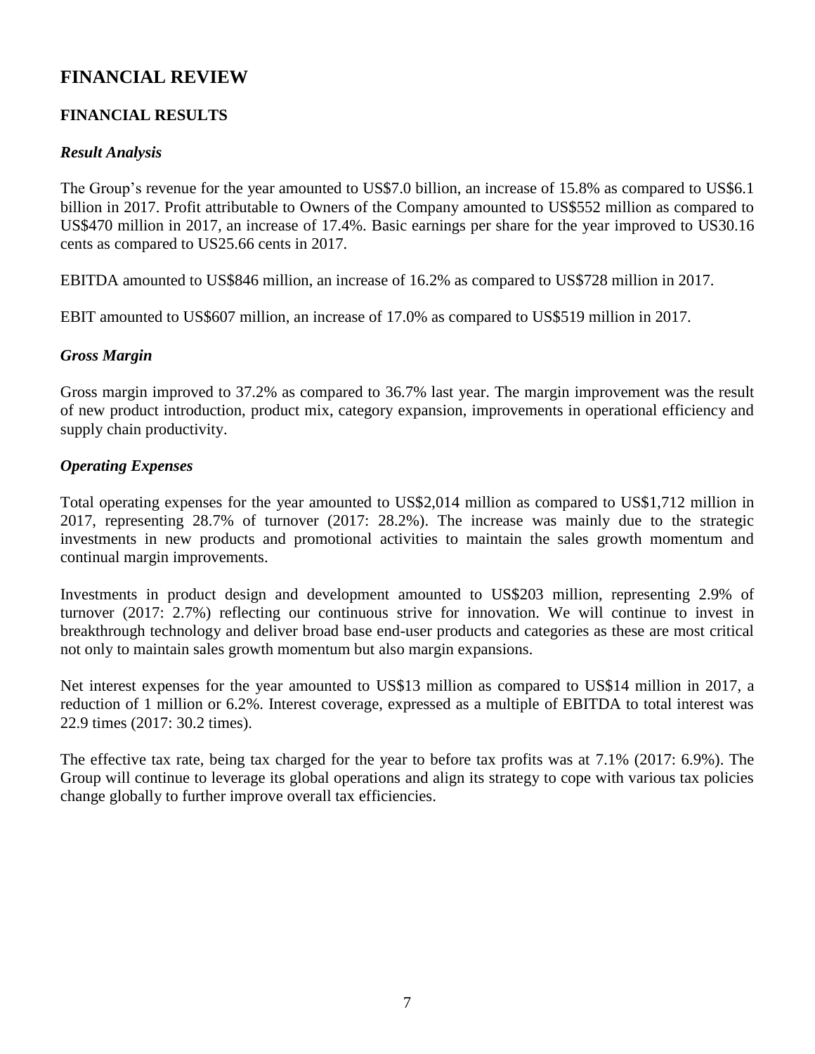# FINANCIAL REVIEW

## FINANCIAL RESULTS

### *Result Analysis*

The Group's revenue for the year amounted to US$7.0 billion, an increase of 15.8% as compared to US$6.1 billion in 2017. Profit attributable to Owners of the Company amounted to US$552 million as compared to US$470 million in 2017, an increase of 17.4%. Basic earnings per share for the year improved to US30.16 cents as compared to US25.66 cents in 2017.

EBITDA amounted to US$846 million, an increase of 16.2% as compared to US$728 million in 2017.

EBIT amounted to US$607 million, an increase of 17.0% as compared to US$519 million in 2017.

### *Gross Margin*

Gross margin improved to 37.2% as compared to 36.7% last year. The margin improvement was the result of new product introduction, product mix, category expansion, improvements in operational efficiency and supply chain productivity.

### *Operating Expenses*

Total operating expenses for the year amounted to US$2,014 million as compared to US$1,712 million in 2017, representing 28.7% of turnover (2017: 28.2%). The increase was mainly due to the strategic investments in new products and promotional activities to maintain the sales growth momentum and continual margin improvements.

Investments in product design and development amounted to US$203 million, representing 2.9% of turnover (2017: 2.7%) reflecting our continuous strive for innovation. We will continue to invest in breakthrough technology and deliver broad base end-user products and categories as these are most critical not only to maintain sales growth momentum but also margin expansions.

Net interest expenses for the year amounted to US$13 million as compared to US$14 million in 2017, a reduction of 1 million or 6.2%. Interest coverage, expressed as a multiple of EBITDA to total interest was 22.9 times (2017: 30.2 times).

The effective tax rate, being tax charged for the year to before tax profits was at 7.1% (2017: 6.9%). The Group will continue to leverage its global operations and align its strategy to cope with various tax policies change globally to further improve overall tax efficiencies.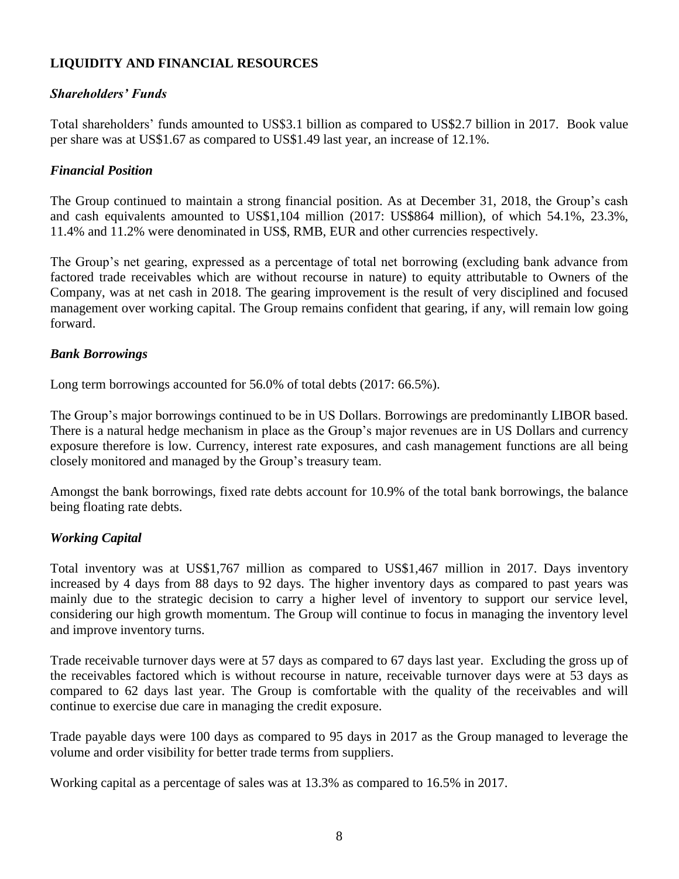## LIQUIDITY AND FINANCIAL RESOURCES

### *Shareholders' Funds*

Total shareholders' funds amounted to US$3.1 billion as compared to US$2.7 billion in 2017. Book value per share was at US$1.67 as compared to US$1.49 last year, an increase of 12.1%.

### *Financial Position*

The Group continued to maintain a strong financial position. As at December 31, 2018, the Group's cash and cash equivalents amounted to US$1,104 million (2017: US$864 million), of which 54.1%, 23.3%, 11.4% and 11.2% were denominated in US$, RMB, EUR and other currencies respectively.

The Group's net gearing, expressed as a percentage of total net borrowing (excluding bank advance from factored trade receivables which are without recourse in nature) to equity attributable to Owners of the Company, was at net cash in 2018. The gearing improvement is the result of very disciplined and focused management over working capital. The Group remains confident that gearing, if any, will remain low going forward.

### *Bank Borrowings*

Long term borrowings accounted for 56.0% of total debts (2017: 66.5%).

The Group's major borrowings continued to be in US Dollars. Borrowings are predominantly LIBOR based. There is a natural hedge mechanism in place as the Group's major revenues are in US Dollars and currency exposure therefore is low. Currency, interest rate exposures, and cash management functions are all being closely monitored and managed by the Group's treasury team.

Amongst the bank borrowings, fixed rate debts account for 10.9% of the total bank borrowings, the balance being floating rate debts.

### *Working Capital*

Total inventory was at US$1,767 million as compared to US$1,467 million in 2017. Days inventory increased by 4 days from 88 days to 92 days. The higher inventory days as compared to past years was mainly due to the strategic decision to carry a higher level of inventory to support our service level, considering our high growth momentum. The Group will continue to focus in managing the inventory level and improve inventory turns.

Trade receivable turnover days were at 57 days as compared to 67 days last year. Excluding the gross up of the receivables factored which is without recourse in nature, receivable turnover days were at 53 days as compared to 62 days last year. The Group is comfortable with the quality of the receivables and will continue to exercise due care in managing the credit exposure.

Trade payable days were 100 days as compared to 95 days in 2017 as the Group managed to leverage the volume and order visibility for better trade terms from suppliers.

Working capital as a percentage of sales was at 13.3% as compared to 16.5% in 2017.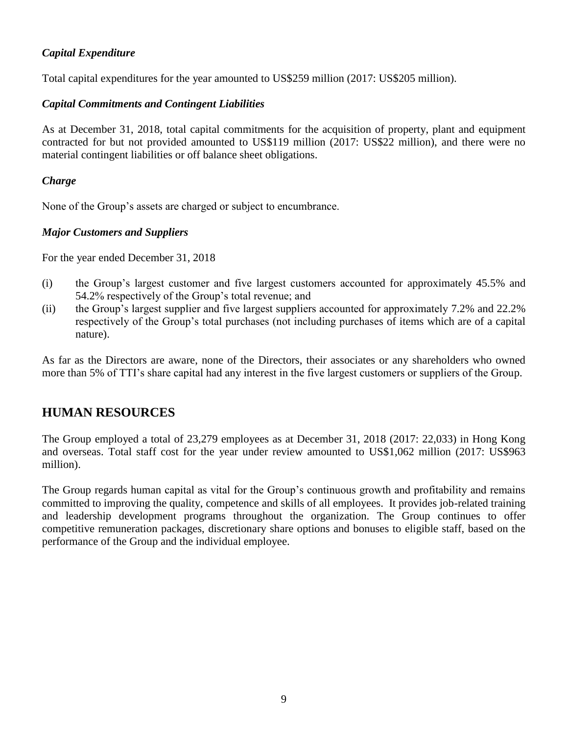### *Capital Expenditure*

Total capital expenditures for the year amounted to US$259 million (2017: US$205 million).

### *Capital Commitments and Contingent Liabilities*

As at December 31, 2018, total capital commitments for the acquisition of property, plant and equipment contracted for but not provided amounted to US$119 million (2017: US$22 million), and there were no material contingent liabilities or off balance sheet obligations.

### *Charge*

None of the Group's assets are charged or subject to encumbrance.

### *Major Customers and Suppliers*

For the year ended December 31, 2018

(i) the Group's largest customer and five largest customers accounted for approximately 45.5% and 54.2% respectively of the Group's total revenue; and

(ii) the Group's largest supplier and five largest suppliers accounted for approximately 7.2% and 22.2% respectively of the Group's total purchases (not including purchases of items which are of a capital nature).

As far as the Directors are aware, none of the Directors, their associates or any shareholders who owned more than 5% of TTI's share capital had any interest in the five largest customers or suppliers of the Group.

## HUMAN RESOURCES

The Group employed a total of 23,279 employees as at December 31, 2018 (2017: 22,033) in Hong Kong and overseas. Total staff cost for the year under review amounted to US$1,062 million (2017: US$963 million).

The Group regards human capital as vital for the Group's continuous growth and profitability and remains committed to improving the quality, competence and skills of all employees. It provides job-related training and leadership development programs throughout the organization. The Group continues to offer competitive remuneration packages, discretionary share options and bonuses to eligible staff, based on the performance of the Group and the individual employee.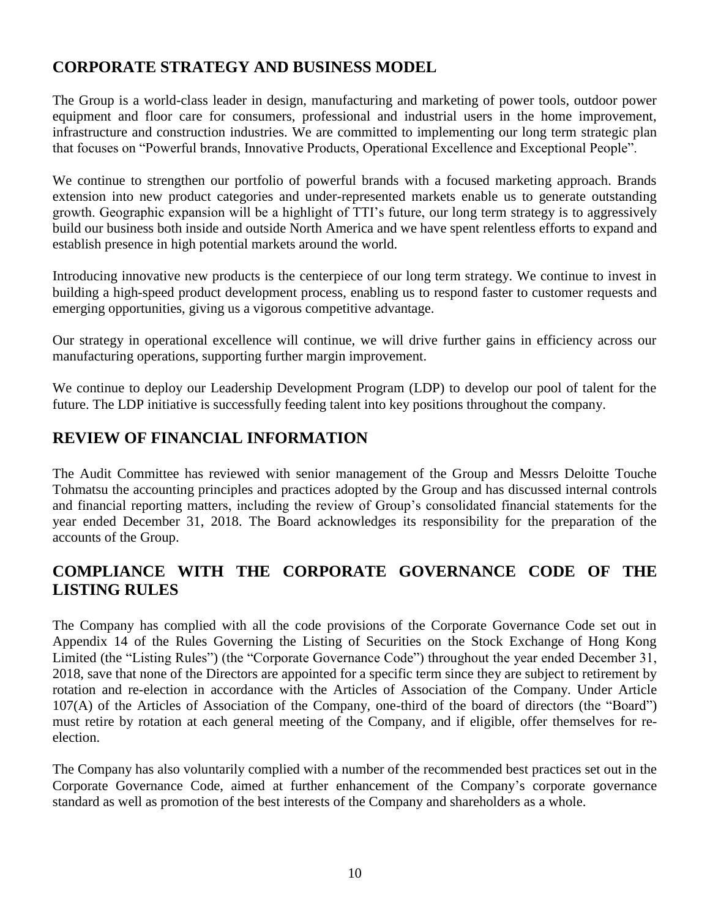## CORPORATE STRATEGY AND BUSINESS MODEL

The Group is a world-class leader in design, manufacturing and marketing of power tools, outdoor power equipment and floor care for consumers, professional and industrial users in the home improvement, infrastructure and construction industries. We are committed to implementing our long term strategic plan that focuses on "Powerful brands, Innovative Products, Operational Excellence and Exceptional People".

We continue to strengthen our portfolio of powerful brands with a focused marketing approach. Brands extension into new product categories and under-represented markets enable us to generate outstanding growth. Geographic expansion will be a highlight of TTI's future, our long term strategy is to aggressively build our business both inside and outside North America and we have spent relentless efforts to expand and establish presence in high potential markets around the world.

Introducing innovative new products is the centerpiece of our long term strategy. We continue to invest in building a high-speed product development process, enabling us to respond faster to customer requests and emerging opportunities, giving us a vigorous competitive advantage.

Our strategy in operational excellence will continue, we will drive further gains in efficiency across our manufacturing operations, supporting further margin improvement.

We continue to deploy our Leadership Development Program (LDP) to develop our pool of talent for the future. The LDP initiative is successfully feeding talent into key positions throughout the company.

## REVIEW OF FINANCIAL INFORMATION

The Audit Committee has reviewed with senior management of the Group and Messrs Deloitte Touche Tohmatsu the accounting principles and practices adopted by the Group and has discussed internal controls and financial reporting matters, including the review of Group's consolidated financial statements for the year ended December 31, 2018. The Board acknowledges its responsibility for the preparation of the accounts of the Group.

## COMPLIANCE WITH THE CORPORATE GOVERNANCE CODE OF THE LISTING RULES

The Company has complied with all the code provisions of the Corporate Governance Code set out in Appendix 14 of the Rules Governing the Listing of Securities on the Stock Exchange of Hong Kong Limited (the "Listing Rules") (the "Corporate Governance Code") throughout the year ended December 31, 2018, save that none of the Directors are appointed for a specific term since they are subject to retirement by rotation and re-election in accordance with the Articles of Association of the Company. Under Article 107(A) of the Articles of Association of the Company, one-third of the board of directors (the "Board") must retire by rotation at each general meeting of the Company, and if eligible, offer themselves for re-election.

The Company has also voluntarily complied with a number of the recommended best practices set out in the Corporate Governance Code, aimed at further enhancement of the Company's corporate governance standard as well as promotion of the best interests of the Company and shareholders as a whole.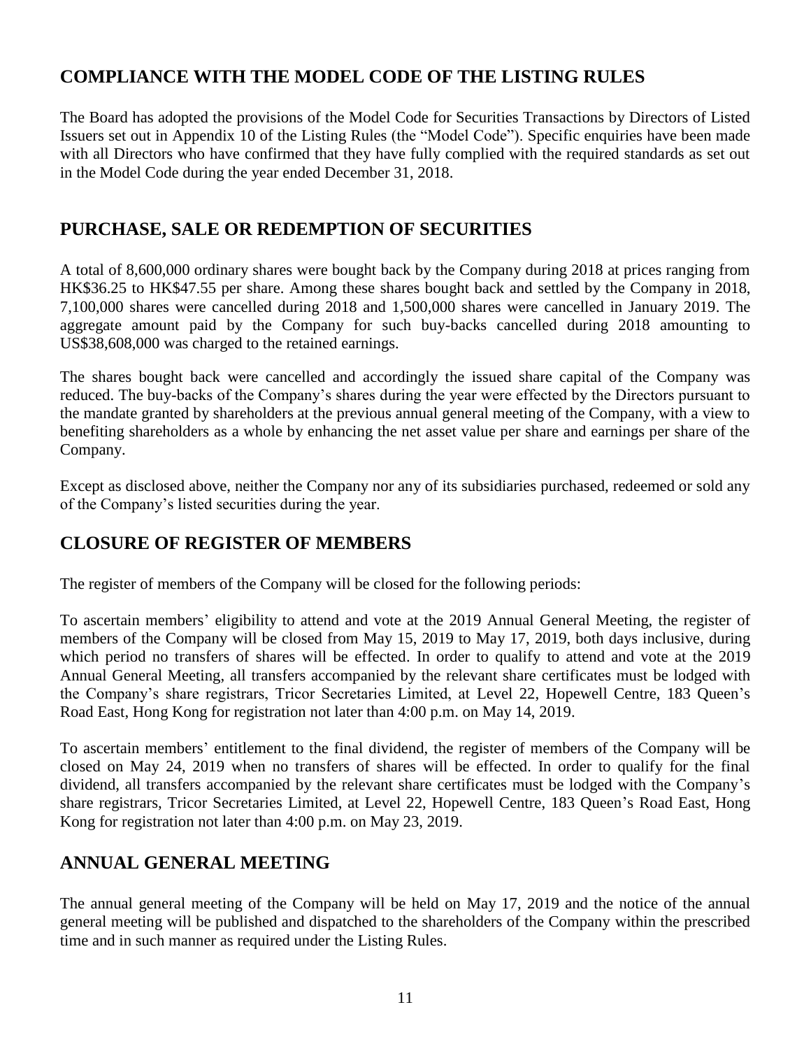## COMPLIANCE WITH THE MODEL CODE OF THE LISTING RULES

The Board has adopted the provisions of the Model Code for Securities Transactions by Directors of Listed Issuers set out in Appendix 10 of the Listing Rules (the "Model Code"). Specific enquiries have been made with all Directors who have confirmed that they have fully complied with the required standards as set out in the Model Code during the year ended December 31, 2018.

## PURCHASE, SALE OR REDEMPTION OF SECURITIES

A total of 8,600,000 ordinary shares were bought back by the Company during 2018 at prices ranging from HK$36.25 to HK$47.55 per share. Among these shares bought back and settled by the Company in 2018, 7,100,000 shares were cancelled during 2018 and 1,500,000 shares were cancelled in January 2019. The aggregate amount paid by the Company for such buy-backs cancelled during 2018 amounting to US$38,608,000 was charged to the retained earnings.

The shares bought back were cancelled and accordingly the issued share capital of the Company was reduced. The buy-backs of the Company's shares during the year were effected by the Directors pursuant to the mandate granted by shareholders at the previous annual general meeting of the Company, with a view to benefiting shareholders as a whole by enhancing the net asset value per share and earnings per share of the Company.

Except as disclosed above, neither the Company nor any of its subsidiaries purchased, redeemed or sold any of the Company's listed securities during the year.

## CLOSURE OF REGISTER OF MEMBERS

The register of members of the Company will be closed for the following periods:

To ascertain members' eligibility to attend and vote at the 2019 Annual General Meeting, the register of members of the Company will be closed from May 15, 2019 to May 17, 2019, both days inclusive, during which period no transfers of shares will be effected. In order to qualify to attend and vote at the 2019 Annual General Meeting, all transfers accompanied by the relevant share certificates must be lodged with the Company's share registrars, Tricor Secretaries Limited, at Level 22, Hopewell Centre, 183 Queen's Road East, Hong Kong for registration not later than 4:00 p.m. on May 14, 2019.

To ascertain members' entitlement to the final dividend, the register of members of the Company will be closed on May 24, 2019 when no transfers of shares will be effected. In order to qualify for the final dividend, all transfers accompanied by the relevant share certificates must be lodged with the Company's share registrars, Tricor Secretaries Limited, at Level 22, Hopewell Centre, 183 Queen's Road East, Hong Kong for registration not later than 4:00 p.m. on May 23, 2019.

## ANNUAL GENERAL MEETING

The annual general meeting of the Company will be held on May 17, 2019 and the notice of the annual general meeting will be published and dispatched to the shareholders of the Company within the prescribed time and in such manner as required under the Listing Rules.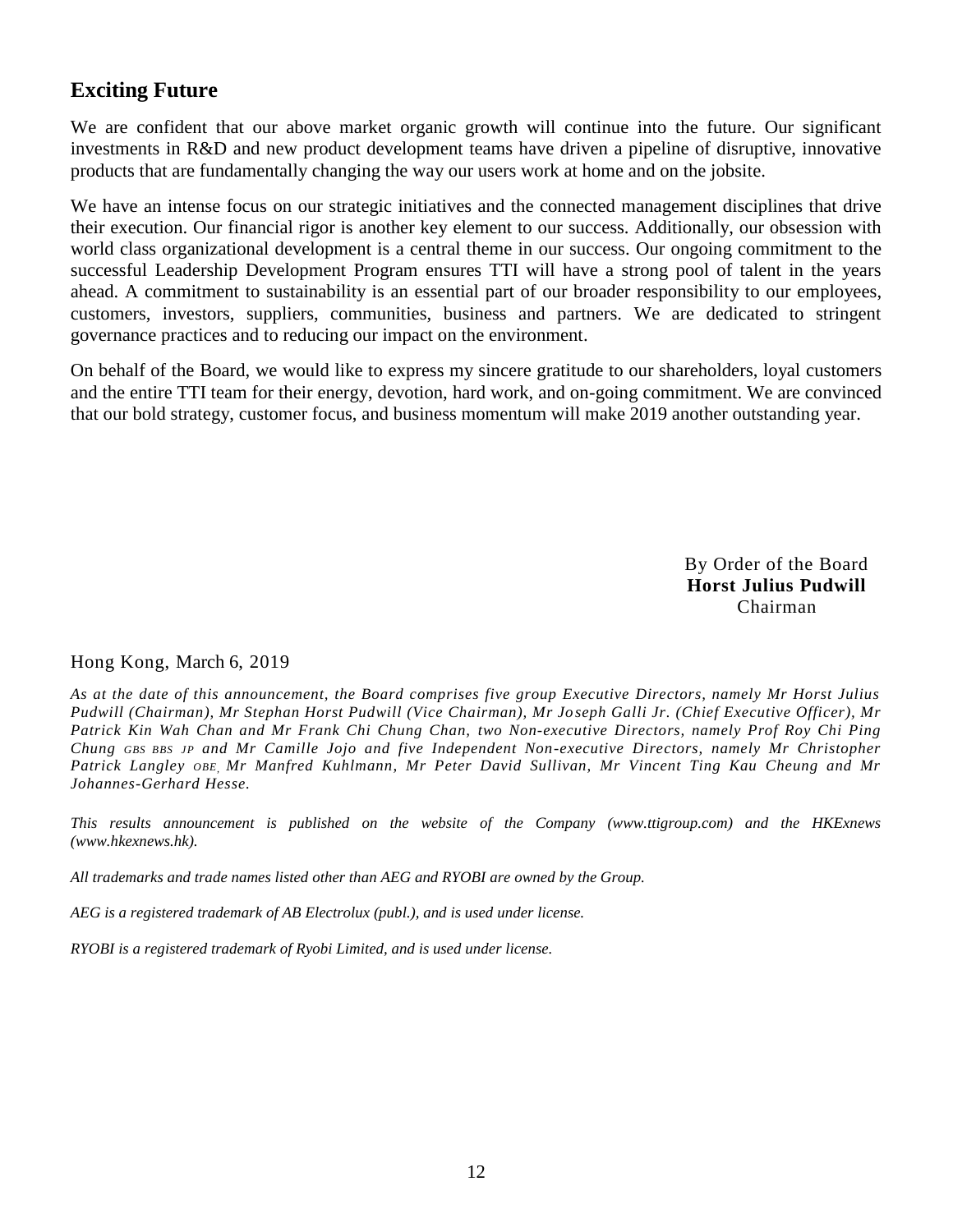## Exciting Future

We are confident that our above market organic growth will continue into the future. Our significant investments in R&D and new product development teams have driven a pipeline of disruptive, innovative products that are fundamentally changing the way our users work at home and on the jobsite.

We have an intense focus on our strategic initiatives and the connected management disciplines that drive their execution. Our financial rigor is another key element to our success. Additionally, our obsession with world class organizational development is a central theme in our success. Our ongoing commitment to the successful Leadership Development Program ensures TTI will have a strong pool of talent in the years ahead. A commitment to sustainability is an essential part of our broader responsibility to our employees, customers, investors, suppliers, communities, business and partners. We are dedicated to stringent governance practices and to reducing our impact on the environment.

On behalf of the Board, we would like to express my sincere gratitude to our shareholders, loyal customers and the entire TTI team for their energy, devotion, hard work, and on-going commitment. We are convinced that our bold strategy, customer focus, and business momentum will make 2019 another outstanding year.

By Order of the Board
**Horst Julius Pudwill**
Chairman

Hong Kong, March 6, 2019

*As at the date of this announcement, the Board comprises five group Executive Directors, namely Mr Horst Julius Pudwill (Chairman), Mr Stephan Horst Pudwill (Vice Chairman), Mr Joseph Galli Jr. (Chief Executive Officer), Mr Patrick Kin Wah Chan and Mr Frank Chi Chung Chan, two Non-executive Directors, namely Prof Roy Chi Ping Chung GBS BBS JP and Mr Camille Jojo and five Independent Non-executive Directors, namely Mr Christopher Patrick Langley OBE, Mr Manfred Kuhlmann, Mr Peter David Sullivan, Mr Vincent Ting Kau Cheung and Mr Johannes-Gerhard Hesse.*

*This results announcement is published on the website of the Company (www.ttigroup.com) and the HKExnews (www.hkexnews.hk).*

*All trademarks and trade names listed other than AEG and RYOBI are owned by the Group.*

*AEG is a registered trademark of AB Electrolux (publ.), and is used under license.*

*RYOBI is a registered trademark of Ryobi Limited, and is used under license.*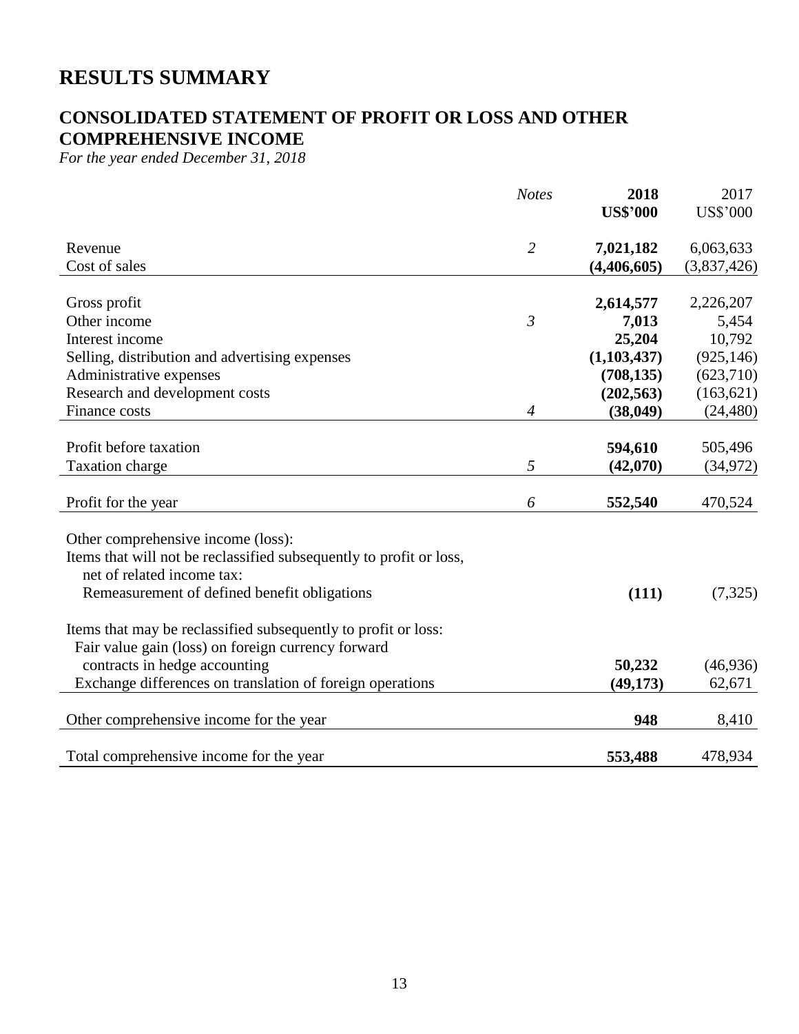# RESULTS SUMMARY

## CONSOLIDATED STATEMENT OF PROFIT OR LOSS AND OTHER COMPREHENSIVE INCOME

*For the year ended December 31, 2018*

| | *Notes* | **2018** **US$'000** | 2017 US$'000 |
|---|---|---|---|
| Revenue | *2* | **7,021,182** | 6,063,633 |
| Cost of sales | | **(4,406,605)** | (3,837,426) |
| Gross profit | | **2,614,577** | 2,226,207 |
| Other income | *3* | **7,013** | 5,454 |
| Interest income | | **25,204** | 10,792 |
| Selling, distribution and advertising expenses | | **(1,103,437)** | (925,146) |
| Administrative expenses | | **(708,135)** | (623,710) |
| Research and development costs | | **(202,563)** | (163,621) |
| Finance costs | *4* | **(38,049)** | (24,480) |
| Profit before taxation | | **594,610** | 505,496 |
| Taxation charge | *5* | **(42,070)** | (34,972) |
| Profit for the year | *6* | **552,540** | 470,524 |
| Other comprehensive income (loss): | | | |
| Items that will not be reclassified subsequently to profit or loss, net of related income tax: | | | |
| Remeasurement of defined benefit obligations | | **(111)** | (7,325) |
| Items that may be reclassified subsequently to profit or loss: | | | |
| Fair value gain (loss) on foreign currency forward contracts in hedge accounting | | **50,232** | (46,936) |
| Exchange differences on translation of foreign operations | | **(49,173)** | 62,671 |
| Other comprehensive income for the year | | **948** | 8,410 |
| Total comprehensive income for the year | | **553,488** | 478,934 |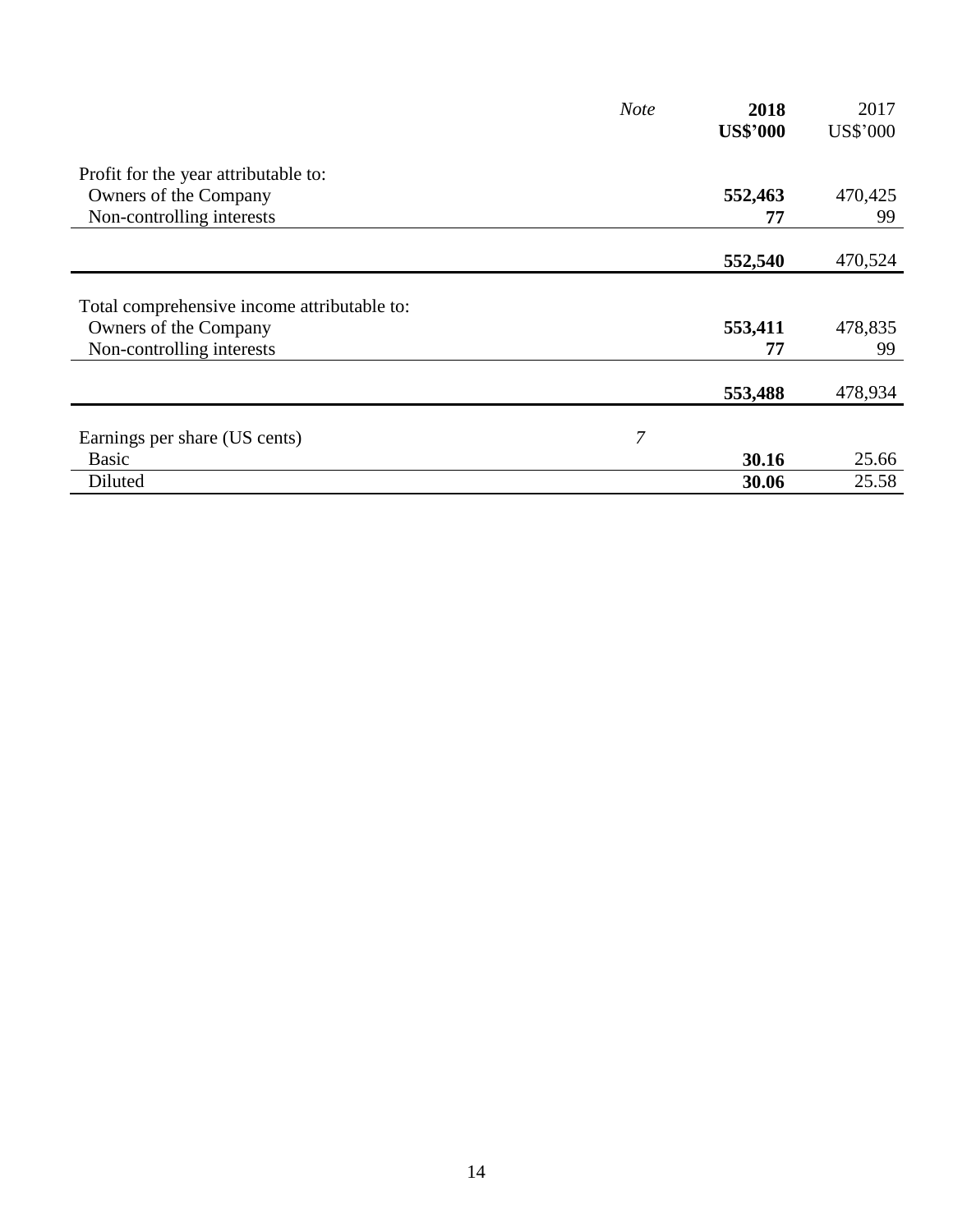| | *Note* | **2018 US$'000** | 2017 US$'000 |
|---|---|---|---|
| Profit for the year attributable to: | | | |
| Owners of the Company | | **552,463** | 470,425 |
| Non-controlling interests | | **77** | 99 |
| | | **552,540** | 470,524 |
| Total comprehensive income attributable to: | | | |
| Owners of the Company | | **553,411** | 478,835 |
| Non-controlling interests | | **77** | 99 |
| | | **553,488** | 478,934 |
| Earnings per share (US cents) | *7* | | |
| Basic | | **30.16** | 25.66 |
| Diluted | | **30.06** | 25.58 |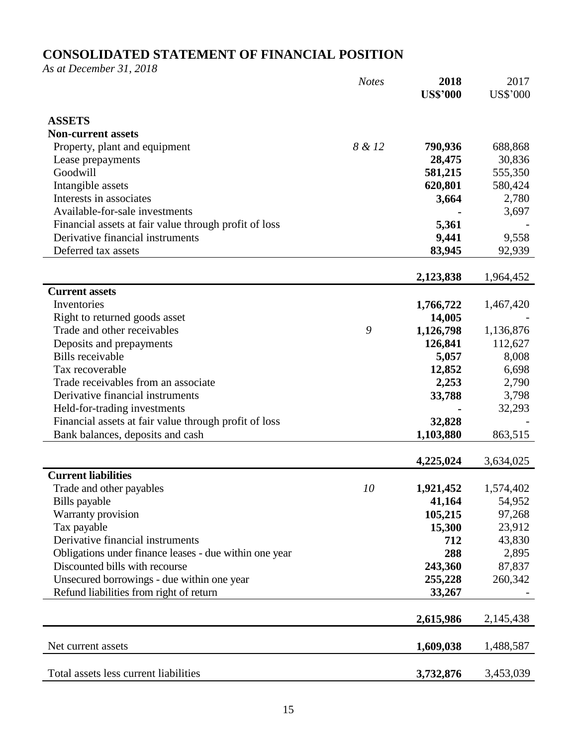# CONSOLIDATED STATEMENT OF FINANCIAL POSITION

*As at December 31, 2018*

| | *Notes* | **2018** **US$'000** | 2017 US$'000 |
|---|---|---|---|
| **ASSETS** | | | |
| **Non-current assets** | | | |
| Property, plant and equipment | *8 & 12* | **790,936** | 688,868 |
| Lease prepayments | | **28,475** | 30,836 |
| Goodwill | | **581,215** | 555,350 |
| Intangible assets | | **620,801** | 580,424 |
| Interests in associates | | **3,664** | 2,780 |
| Available-for-sale investments | | **-** | 3,697 |
| Financial assets at fair value through profit of loss | | **5,361** | - |
| Derivative financial instruments | | **9,441** | 9,558 |
| Deferred tax assets | | **83,945** | 92,939 |
| | | **2,123,838** | 1,964,452 |
| **Current assets** | | | |
| Inventories | | **1,766,722** | 1,467,420 |
| Right to returned goods asset | | **14,005** | - |
| Trade and other receivables | *9* | **1,126,798** | 1,136,876 |
| Deposits and prepayments | | **126,841** | 112,627 |
| Bills receivable | | **5,057** | 8,008 |
| Tax recoverable | | **12,852** | 6,698 |
| Trade receivables from an associate | | **2,253** | 2,790 |
| Derivative financial instruments | | **33,788** | 3,798 |
| Held-for-trading investments | | **-** | 32,293 |
| Financial assets at fair value through profit of loss | | **32,828** | - |
| Bank balances, deposits and cash | | **1,103,880** | 863,515 |
| | | **4,225,024** | 3,634,025 |
| **Current liabilities** | | | |
| Trade and other payables | *10* | **1,921,452** | 1,574,402 |
| Bills payable | | **41,164** | 54,952 |
| Warranty provision | | **105,215** | 97,268 |
| Tax payable | | **15,300** | 23,912 |
| Derivative financial instruments | | **712** | 43,830 |
| Obligations under finance leases - due within one year | | **288** | 2,895 |
| Discounted bills with recourse | | **243,360** | 87,837 |
| Unsecured borrowings - due within one year | | **255,228** | 260,342 |
| Refund liabilities from right of return | | **33,267** | - |
| | | **2,615,986** | 2,145,438 |
| Net current assets | | **1,609,038** | 1,488,587 |
| Total assets less current liabilities | | **3,732,876** | 3,453,039 |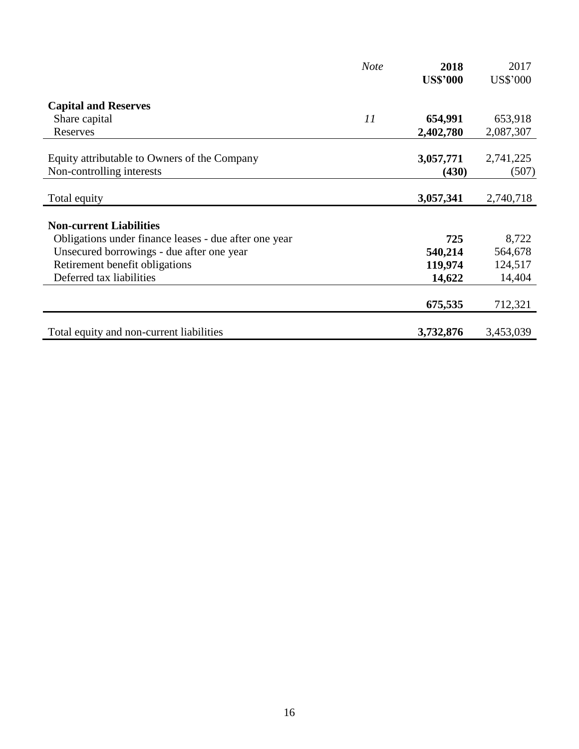| | *Note* | **2018 US$'000** | 2017 US$'000 |
|---|---|---|---|
| **Capital and Reserves** | | | |
| Share capital | *11* | **654,991** | 653,918 |
| Reserves | | **2,402,780** | 2,087,307 |
| Equity attributable to Owners of the Company | | **3,057,771** | 2,741,225 |
| Non-controlling interests | | **(430)** | (507) |
| Total equity | | **3,057,341** | 2,740,718 |
| **Non-current Liabilities** | | | |
| Obligations under finance leases - due after one year | | **725** | 8,722 |
| Unsecured borrowings - due after one year | | **540,214** | 564,678 |
| Retirement benefit obligations | | **119,974** | 124,517 |
| Deferred tax liabilities | | **14,622** | 14,404 |
| | | **675,535** | 712,321 |
| Total equity and non-current liabilities | | **3,732,876** | 3,453,039 |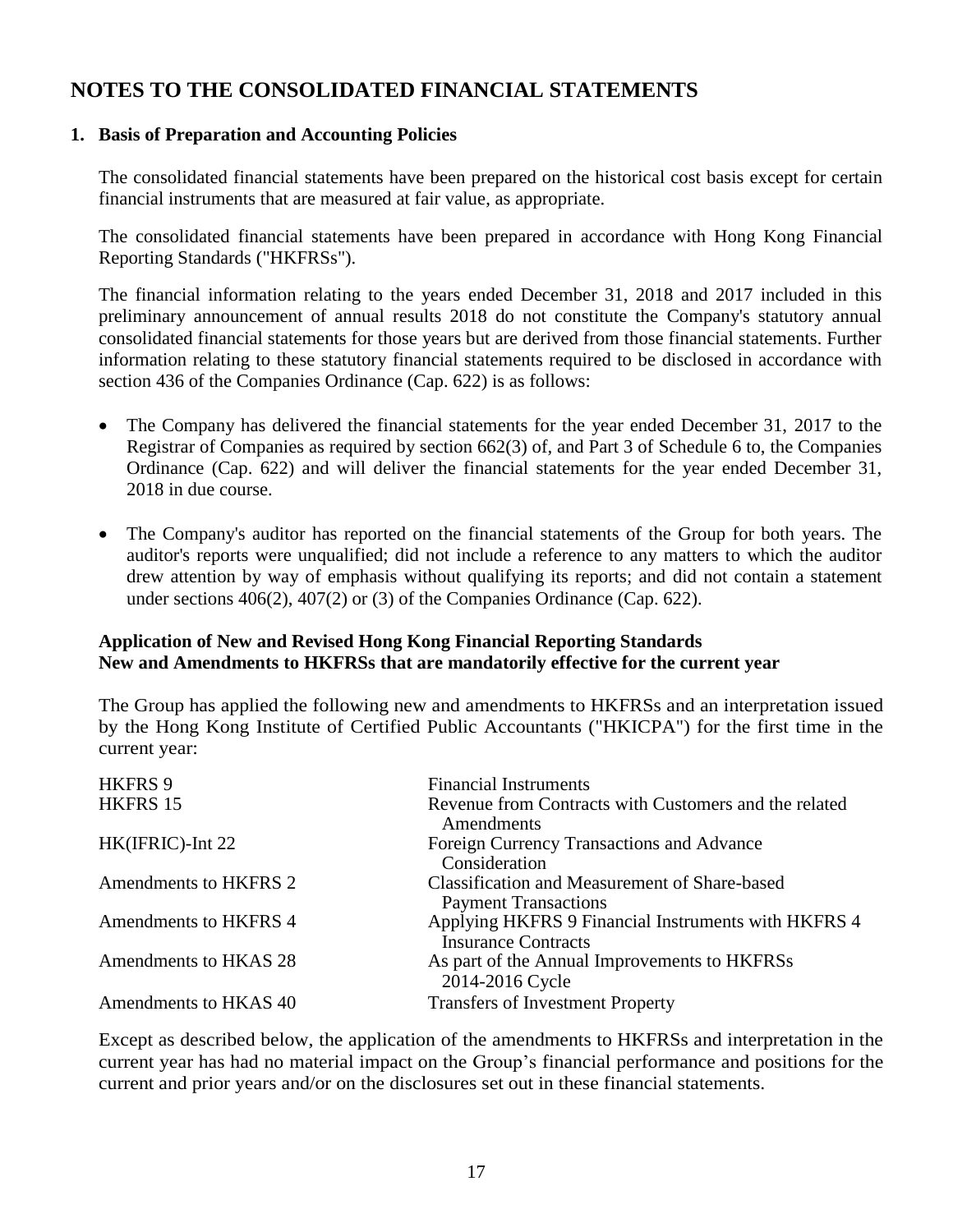# NOTES TO THE CONSOLIDATED FINANCIAL STATEMENTS

## 1. Basis of Preparation and Accounting Policies

The consolidated financial statements have been prepared on the historical cost basis except for certain financial instruments that are measured at fair value, as appropriate.

The consolidated financial statements have been prepared in accordance with Hong Kong Financial Reporting Standards ("HKFRSs").

The financial information relating to the years ended December 31, 2018 and 2017 included in this preliminary announcement of annual results 2018 do not constitute the Company's statutory annual consolidated financial statements for those years but are derived from those financial statements. Further information relating to these statutory financial statements required to be disclosed in accordance with section 436 of the Companies Ordinance (Cap. 622) is as follows:

- The Company has delivered the financial statements for the year ended December 31, 2017 to the Registrar of Companies as required by section 662(3) of, and Part 3 of Schedule 6 to, the Companies Ordinance (Cap. 622) and will deliver the financial statements for the year ended December 31, 2018 in due course.
- The Company's auditor has reported on the financial statements of the Group for both years. The auditor's reports were unqualified; did not include a reference to any matters to which the auditor drew attention by way of emphasis without qualifying its reports; and did not contain a statement under sections 406(2), 407(2) or (3) of the Companies Ordinance (Cap. 622).

**Application of New and Revised Hong Kong Financial Reporting Standards**
**New and Amendments to HKFRSs that are mandatorily effective for the current year**

The Group has applied the following new and amendments to HKFRSs and an interpretation issued by the Hong Kong Institute of Certified Public Accountants ("HKICPA") for the first time in the current year:

| | |
|---|---|
| HKFRS 9 | Financial Instruments |
| HKFRS 15 | Revenue from Contracts with Customers and the related Amendments |
| HK(IFRIC)-Int 22 | Foreign Currency Transactions and Advance Consideration |
| Amendments to HKFRS 2 | Classification and Measurement of Share-based Payment Transactions |
| Amendments to HKFRS 4 | Applying HKFRS 9 Financial Instruments with HKFRS 4 Insurance Contracts |
| Amendments to HKAS 28 | As part of the Annual Improvements to HKFRSs 2014-2016 Cycle |
| Amendments to HKAS 40 | Transfers of Investment Property |

Except as described below, the application of the amendments to HKFRSs and interpretation in the current year has had no material impact on the Group's financial performance and positions for the current and prior years and/or on the disclosures set out in these financial statements.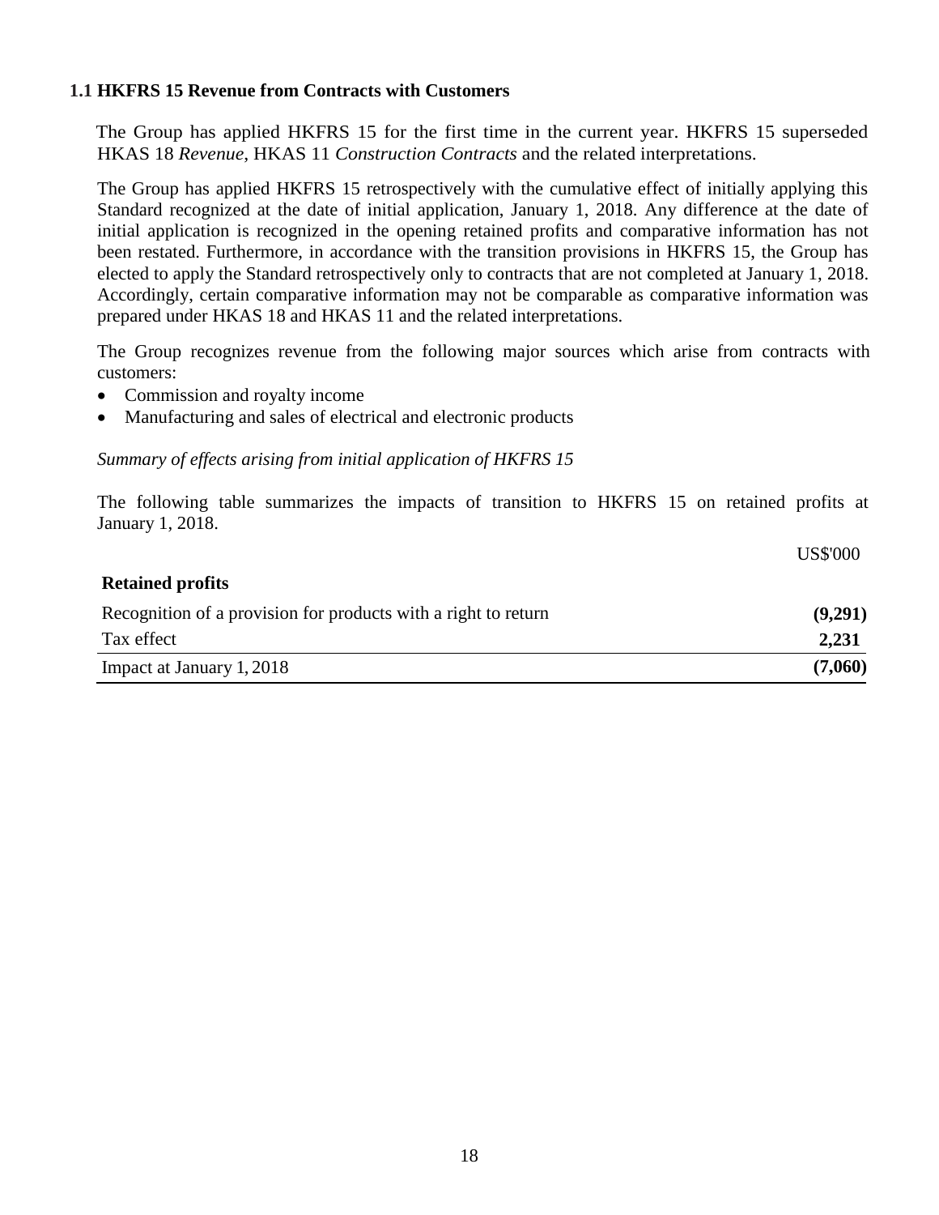### 1.1 HKFRS 15 Revenue from Contracts with Customers

The Group has applied HKFRS 15 for the first time in the current year. HKFRS 15 superseded HKAS 18 *Revenue*, HKAS 11 *Construction Contracts* and the related interpretations.

The Group has applied HKFRS 15 retrospectively with the cumulative effect of initially applying this Standard recognized at the date of initial application, January 1, 2018. Any difference at the date of initial application is recognized in the opening retained profits and comparative information has not been restated. Furthermore, in accordance with the transition provisions in HKFRS 15, the Group has elected to apply the Standard retrospectively only to contracts that are not completed at January 1, 2018. Accordingly, certain comparative information may not be comparable as comparative information was prepared under HKAS 18 and HKAS 11 and the related interpretations.

The Group recognizes revenue from the following major sources which arise from contracts with customers:

- Commission and royalty income
- Manufacturing and sales of electrical and electronic products

*Summary of effects arising from initial application of HKFRS 15*

The following table summarizes the impacts of transition to HKFRS 15 on retained profits at January 1, 2018.

| | US$'000 |
|---|---|
| **Retained profits** | |
| Recognition of a provision for products with a right to return | **(9,291)** |
| Tax effect | **2,231** |
| Impact at January 1, 2018 | **(7,060)** |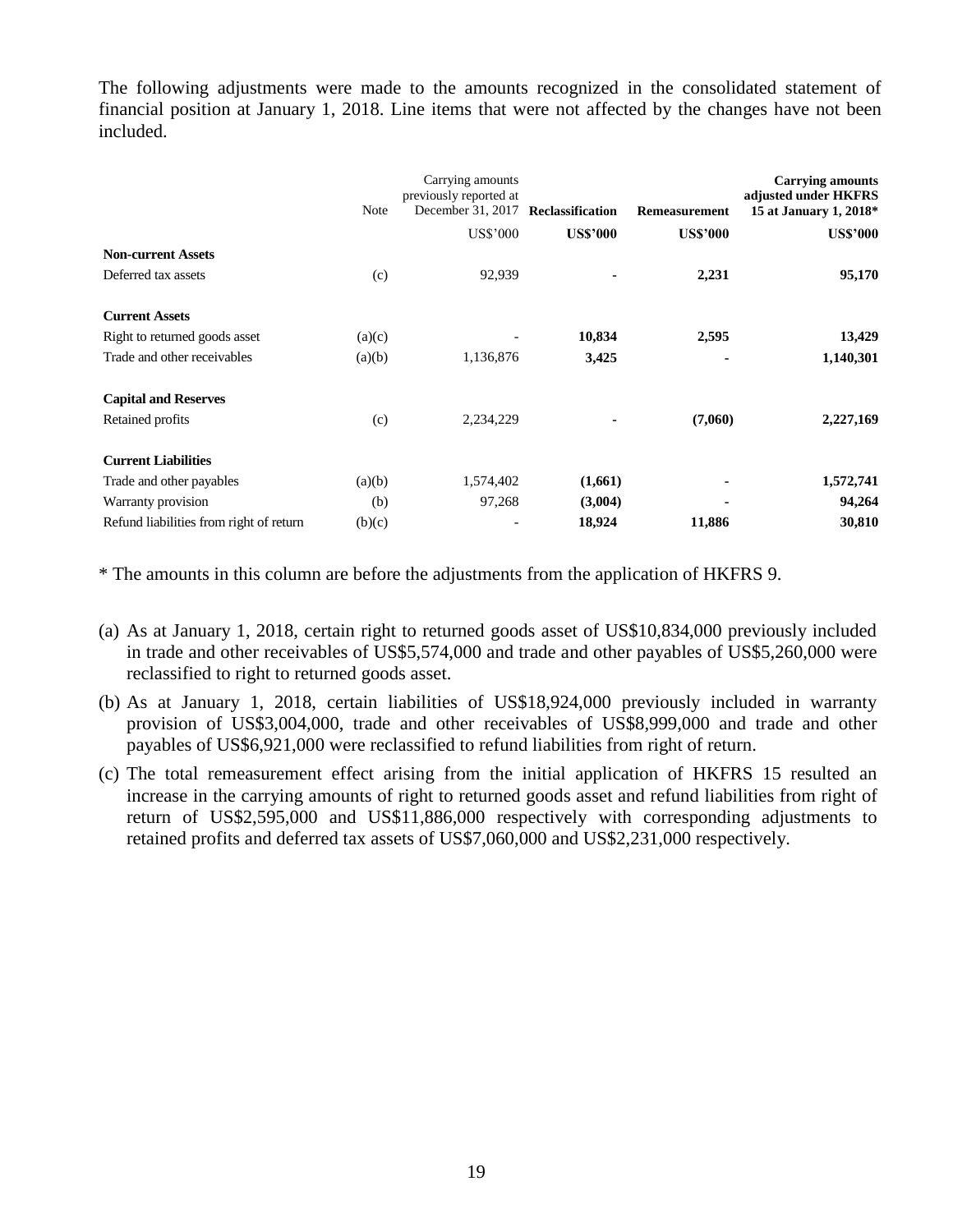The following adjustments were made to the amounts recognized in the consolidated statement of financial position at January 1, 2018. Line items that were not affected by the changes have not been included.

| | Note | Carrying amounts previously reported at December 31, 2017 | **Reclassification** | **Remeasurement** | **Carrying amounts adjusted under HKFRS 15 at January 1, 2018*** |
|---|---|---|---|---|---|
| | | US$'000 | **US$'000** | **US$'000** | **US$'000** |
| **Non-current Assets** | | | | | |
| Deferred tax assets | (c) | 92,939 | **-** | **2,231** | **95,170** |
| **Current Assets** | | | | | |
| Right to returned goods asset | (a)(c) | - | **10,834** | **2,595** | **13,429** |
| Trade and other receivables | (a)(b) | 1,136,876 | **3,425** | **-** | **1,140,301** |
| **Capital and Reserves** | | | | | |
| Retained profits | (c) | 2,234,229 | **-** | **(7,060)** | **2,227,169** |
| **Current Liabilities** | | | | | |
| Trade and other payables | (a)(b) | 1,574,402 | **(1,661)** | **-** | **1,572,741** |
| Warranty provision | (b) | 97,268 | **(3,004)** | **-** | **94,264** |
| Refund liabilities from right of return | (b)(c) | - | **18,924** | **11,886** | **30,810** |

\* The amounts in this column are before the adjustments from the application of HKFRS 9.

(a) As at January 1, 2018, certain right to returned goods asset of US$10,834,000 previously included in trade and other receivables of US$5,574,000 and trade and other payables of US$5,260,000 were reclassified to right to returned goods asset.

(b) As at January 1, 2018, certain liabilities of US$18,924,000 previously included in warranty provision of US$3,004,000, trade and other receivables of US$8,999,000 and trade and other payables of US$6,921,000 were reclassified to refund liabilities from right of return.

(c) The total remeasurement effect arising from the initial application of HKFRS 15 resulted an increase in the carrying amounts of right to returned goods asset and refund liabilities from right of return of US$2,595,000 and US$11,886,000 respectively with corresponding adjustments to retained profits and deferred tax assets of US$7,060,000 and US$2,231,000 respectively.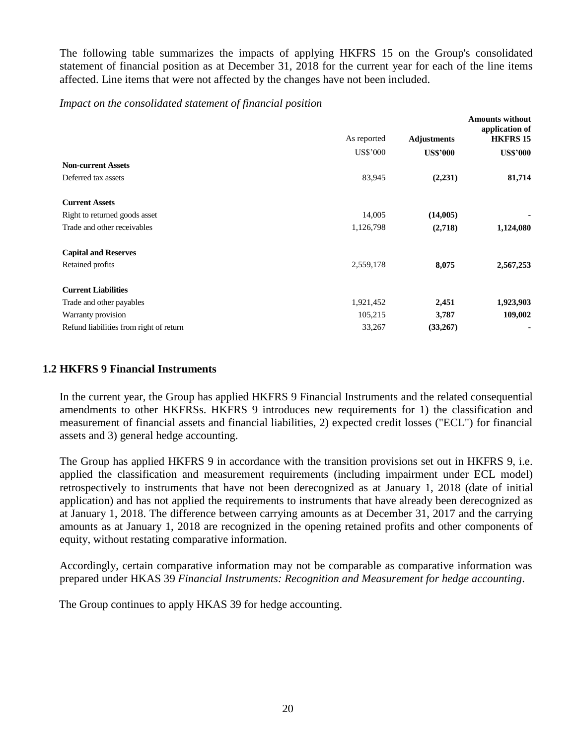The following table summarizes the impacts of applying HKFRS 15 on the Group's consolidated statement of financial position as at December 31, 2018 for the current year for each of the line items affected. Line items that were not affected by the changes have not been included.

*Impact on the consolidated statement of financial position*

| | As reported | **Adjustments** | **Amounts without application of HKFRS 15** |
|---|---|---|---|
| | US$'000 | **US$'000** | **US$'000** |
| **Non-current Assets** | | | |
| Deferred tax assets | 83,945 | **(2,231)** | **81,714** |
| **Current Assets** | | | |
| Right to returned goods asset | 14,005 | **(14,005)** | **-** |
| Trade and other receivables | 1,126,798 | **(2,718)** | **1,124,080** |
| **Capital and Reserves** | | | |
| Retained profits | 2,559,178 | **8,075** | **2,567,253** |
| **Current Liabilities** | | | |
| Trade and other payables | 1,921,452 | **2,451** | **1,923,903** |
| Warranty provision | 105,215 | **3,787** | **109,002** |
| Refund liabilities from right of return | 33,267 | **(33,267)** | **-** |

## 1.2 HKFRS 9 Financial Instruments

In the current year, the Group has applied HKFRS 9 Financial Instruments and the related consequential amendments to other HKFRSs. HKFRS 9 introduces new requirements for 1) the classification and measurement of financial assets and financial liabilities, 2) expected credit losses ("ECL") for financial assets and 3) general hedge accounting.

The Group has applied HKFRS 9 in accordance with the transition provisions set out in HKFRS 9, i.e. applied the classification and measurement requirements (including impairment under ECL model) retrospectively to instruments that have not been derecognized as at January 1, 2018 (date of initial application) and has not applied the requirements to instruments that have already been derecognized as at January 1, 2018. The difference between carrying amounts as at December 31, 2017 and the carrying amounts as at January 1, 2018 are recognized in the opening retained profits and other components of equity, without restating comparative information.

Accordingly, certain comparative information may not be comparable as comparative information was prepared under HKAS 39 *Financial Instruments: Recognition and Measurement for hedge accounting*.

The Group continues to apply HKAS 39 for hedge accounting.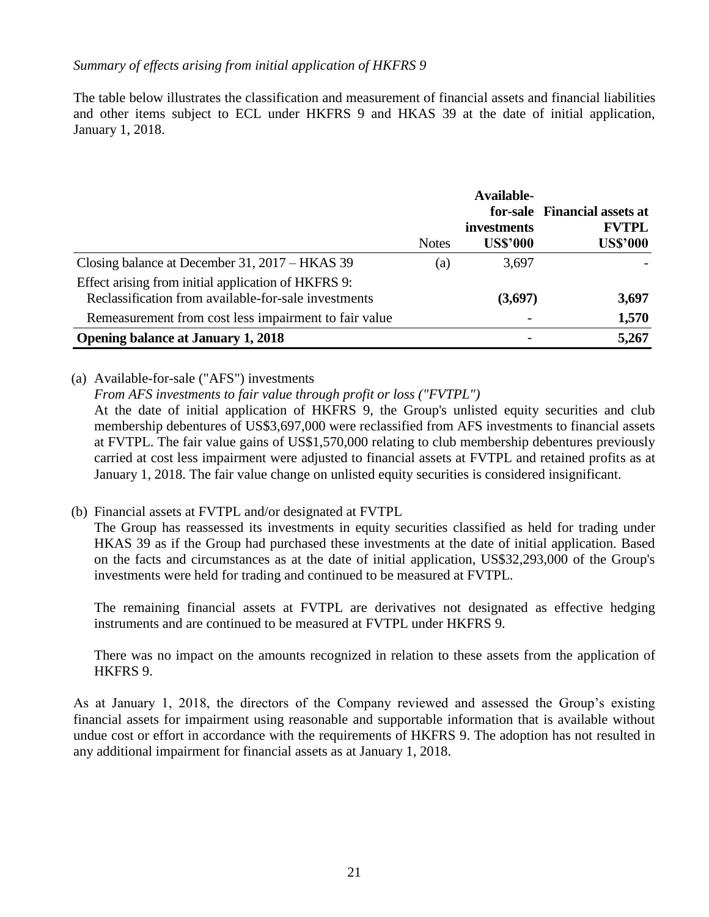*Summary of effects arising from initial application of HKFRS 9*

The table below illustrates the classification and measurement of financial assets and financial liabilities and other items subject to ECL under HKFRS 9 and HKAS 39 at the date of initial application, January 1, 2018.

| | Notes | Available-for-sale investments US$'000 | Financial assets at FVTPL US$'000 |
|---|---|---|---|
| Closing balance at December 31, 2017 – HKAS 39 | (a) | 3,697 | - |
| Effect arising from initial application of HKFRS 9: | | | |
| Reclassification from available-for-sale investments | | **(3,697)** | **3,697** |
| Remeasurement from cost less impairment to fair value | | - | **1,570** |
| **Opening balance at January 1, 2018** | | - | **5,267** |

(a) Available-for-sale ("AFS") investments

*From AFS investments to fair value through profit or loss ("FVTPL")*

At the date of initial application of HKFRS 9, the Group's unlisted equity securities and club membership debentures of US$3,697,000 were reclassified from AFS investments to financial assets at FVTPL. The fair value gains of US$1,570,000 relating to club membership debentures previously carried at cost less impairment were adjusted to financial assets at FVTPL and retained profits as at January 1, 2018. The fair value change on unlisted equity securities is considered insignificant.

(b) Financial assets at FVTPL and/or designated at FVTPL

The Group has reassessed its investments in equity securities classified as held for trading under HKAS 39 as if the Group had purchased these investments at the date of initial application. Based on the facts and circumstances as at the date of initial application, US$32,293,000 of the Group's investments were held for trading and continued to be measured at FVTPL.

The remaining financial assets at FVTPL are derivatives not designated as effective hedging instruments and are continued to be measured at FVTPL under HKFRS 9.

There was no impact on the amounts recognized in relation to these assets from the application of HKFRS 9.

As at January 1, 2018, the directors of the Company reviewed and assessed the Group's existing financial assets for impairment using reasonable and supportable information that is available without undue cost or effort in accordance with the requirements of HKFRS 9. The adoption has not resulted in any additional impairment for financial assets as at January 1, 2018.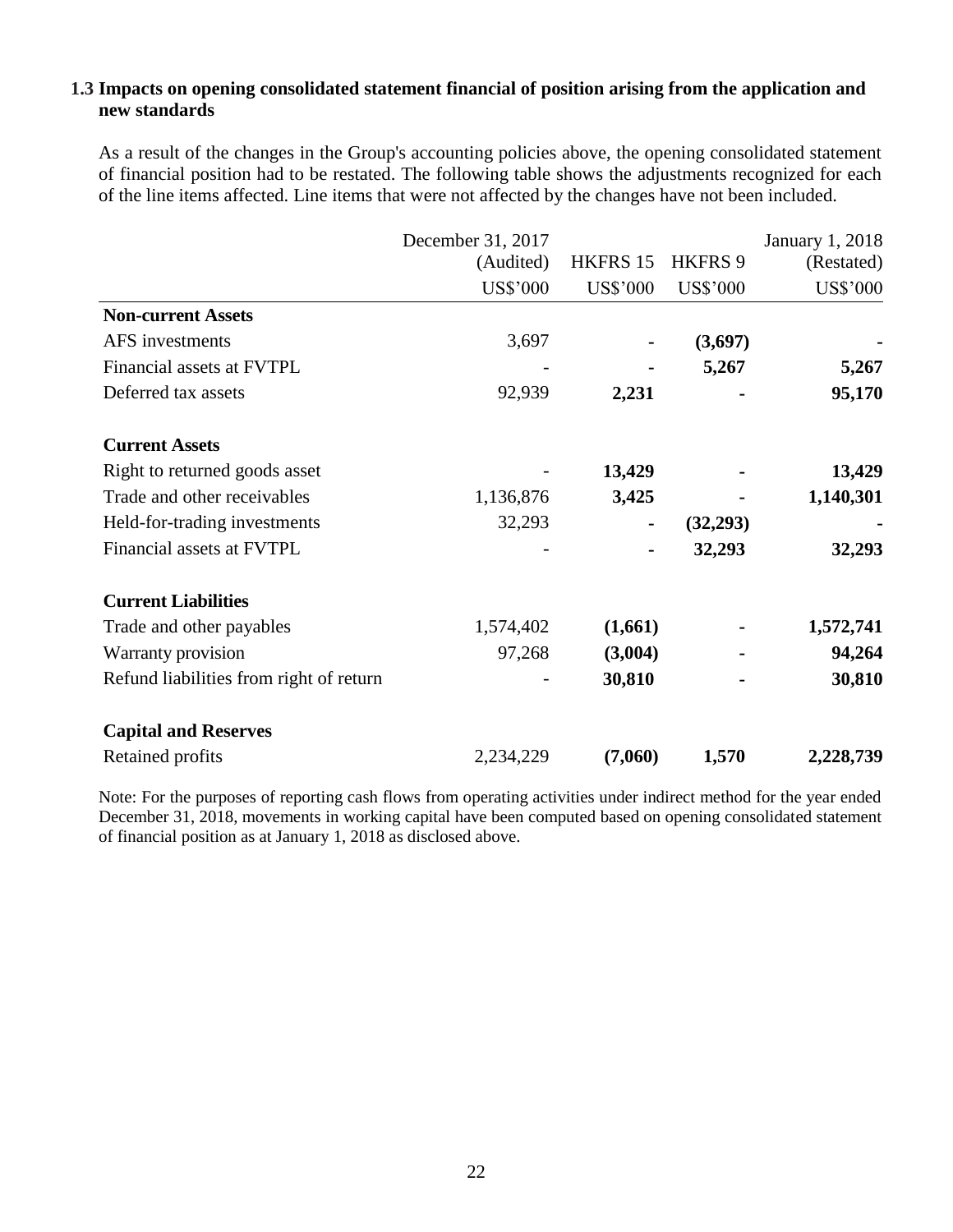### 1.3 Impacts on opening consolidated statement financial of position arising from the application and new standards

As a result of the changes in the Group's accounting policies above, the opening consolidated statement of financial position had to be restated. The following table shows the adjustments recognized for each of the line items affected. Line items that were not affected by the changes have not been included.

| | December 31, 2017 (Audited) | HKFRS 15 | HKFRS 9 | January 1, 2018 (Restated) |
|---|---|---|---|---|
| | US$'000 | US$'000 | US$'000 | US$'000 |
| **Non-current Assets** | | | | |
| AFS investments | 3,697 | **-** | **(3,697)** | **-** |
| Financial assets at FVTPL | - | **-** | **5,267** | **5,267** |
| Deferred tax assets | 92,939 | **2,231** | **-** | **95,170** |
| **Current Assets** | | | | |
| Right to returned goods asset | - | **13,429** | **-** | **13,429** |
| Trade and other receivables | 1,136,876 | **3,425** | **-** | **1,140,301** |
| Held-for-trading investments | 32,293 | **-** | **(32,293)** | **-** |
| Financial assets at FVTPL | - | **-** | **32,293** | **32,293** |
| **Current Liabilities** | | | | |
| Trade and other payables | 1,574,402 | **(1,661)** | **-** | **1,572,741** |
| Warranty provision | 97,268 | **(3,004)** | **-** | **94,264** |
| Refund liabilities from right of return | - | **30,810** | **-** | **30,810** |
| **Capital and Reserves** | | | | |
| Retained profits | 2,234,229 | **(7,060)** | **1,570** | **2,228,739** |

Note: For the purposes of reporting cash flows from operating activities under indirect method for the year ended December 31, 2018, movements in working capital have been computed based on opening consolidated statement of financial position as at January 1, 2018 as disclosed above.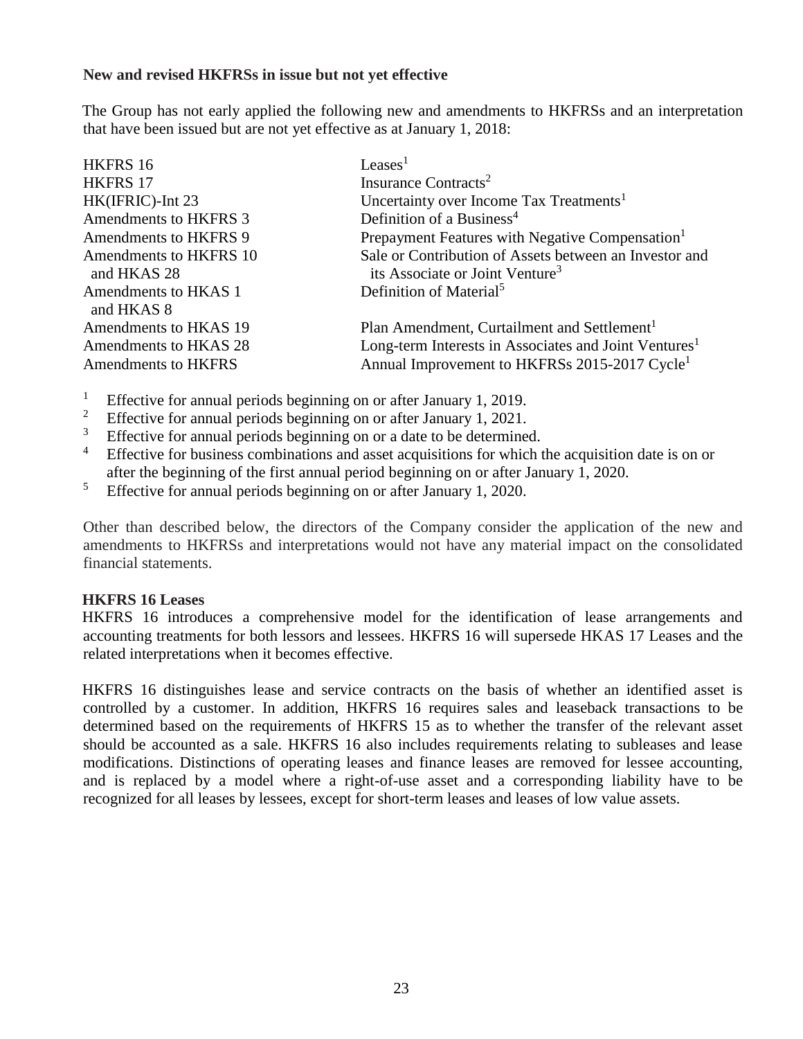**New and revised HKFRSs in issue but not yet effective**

The Group has not early applied the following new and amendments to HKFRSs and an interpretation that have been issued but are not yet effective as at January 1, 2018:

| | |
|---|---|
| HKFRS 16 | Leases[1] |
| HKFRS 17 | Insurance Contracts[2] |
| HK(IFRIC)-Int 23 | Uncertainty over Income Tax Treatments[1] |
| Amendments to HKFRS 3 | Definition of a Business[4] |
| Amendments to HKFRS 9 | Prepayment Features with Negative Compensation[1] |
| Amendments to HKFRS 10 and HKAS 28 | Sale or Contribution of Assets between an Investor and its Associate or Joint Venture[3] |
| Amendments to HKAS 1 and HKAS 8 | Definition of Material[5] |
| Amendments to HKAS 19 | Plan Amendment, Curtailment and Settlement[1] |
| Amendments to HKAS 28 | Long-term Interests in Associates and Joint Ventures[1] |
| Amendments to HKFRS | Annual Improvement to HKFRSs 2015-2017 Cycle[1] |

[1] Effective for annual periods beginning on or after January 1, 2019.

[2] Effective for annual periods beginning on or after January 1, 2021.

[3] Effective for annual periods beginning on or a date to be determined.

[4] Effective for business combinations and asset acquisitions for which the acquisition date is on or after the beginning of the first annual period beginning on or after January 1, 2020.

[5] Effective for annual periods beginning on or after January 1, 2020.

Other than described below, the directors of the Company consider the application of the new and amendments to HKFRSs and interpretations would not have any material impact on the consolidated financial statements.

**HKFRS 16 Leases**

HKFRS 16 introduces a comprehensive model for the identification of lease arrangements and accounting treatments for both lessors and lessees. HKFRS 16 will supersede HKAS 17 Leases and the related interpretations when it becomes effective.

HKFRS 16 distinguishes lease and service contracts on the basis of whether an identified asset is controlled by a customer. In addition, HKFRS 16 requires sales and leaseback transactions to be determined based on the requirements of HKFRS 15 as to whether the transfer of the relevant asset should be accounted as a sale. HKFRS 16 also includes requirements relating to subleases and lease modifications. Distinctions of operating leases and finance leases are removed for lessee accounting, and is replaced by a model where a right-of-use asset and a corresponding liability have to be recognized for all leases by lessees, except for short-term leases and leases of low value assets.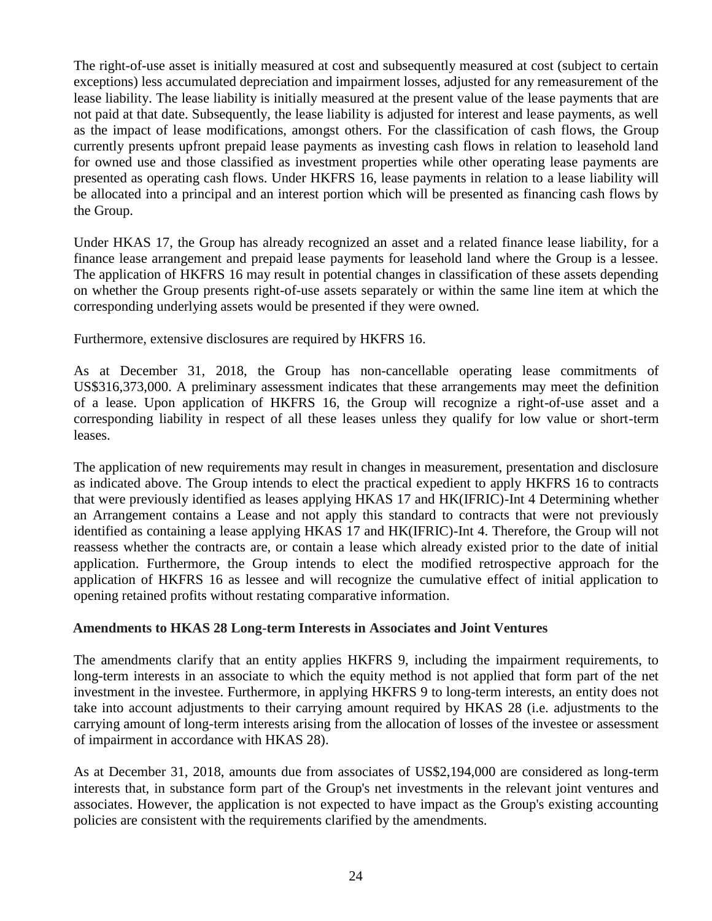The right-of-use asset is initially measured at cost and subsequently measured at cost (subject to certain exceptions) less accumulated depreciation and impairment losses, adjusted for any remeasurement of the lease liability. The lease liability is initially measured at the present value of the lease payments that are not paid at that date. Subsequently, the lease liability is adjusted for interest and lease payments, as well as the impact of lease modifications, amongst others. For the classification of cash flows, the Group currently presents upfront prepaid lease payments as investing cash flows in relation to leasehold land for owned use and those classified as investment properties while other operating lease payments are presented as operating cash flows. Under HKFRS 16, lease payments in relation to a lease liability will be allocated into a principal and an interest portion which will be presented as financing cash flows by the Group.

Under HKAS 17, the Group has already recognized an asset and a related finance lease liability, for a finance lease arrangement and prepaid lease payments for leasehold land where the Group is a lessee. The application of HKFRS 16 may result in potential changes in classification of these assets depending on whether the Group presents right-of-use assets separately or within the same line item at which the corresponding underlying assets would be presented if they were owned.

Furthermore, extensive disclosures are required by HKFRS 16.

As at December 31, 2018, the Group has non-cancellable operating lease commitments of US$316,373,000. A preliminary assessment indicates that these arrangements may meet the definition of a lease. Upon application of HKFRS 16, the Group will recognize a right-of-use asset and a corresponding liability in respect of all these leases unless they qualify for low value or short-term leases.

The application of new requirements may result in changes in measurement, presentation and disclosure as indicated above. The Group intends to elect the practical expedient to apply HKFRS 16 to contracts that were previously identified as leases applying HKAS 17 and HK(IFRIC)-Int 4 Determining whether an Arrangement contains a Lease and not apply this standard to contracts that were not previously identified as containing a lease applying HKAS 17 and HK(IFRIC)-Int 4. Therefore, the Group will not reassess whether the contracts are, or contain a lease which already existed prior to the date of initial application. Furthermore, the Group intends to elect the modified retrospective approach for the application of HKFRS 16 as lessee and will recognize the cumulative effect of initial application to opening retained profits without restating comparative information.

**Amendments to HKAS 28 Long-term Interests in Associates and Joint Ventures**

The amendments clarify that an entity applies HKFRS 9, including the impairment requirements, to long-term interests in an associate to which the equity method is not applied that form part of the net investment in the investee. Furthermore, in applying HKFRS 9 to long-term interests, an entity does not take into account adjustments to their carrying amount required by HKAS 28 (i.e. adjustments to the carrying amount of long-term interests arising from the allocation of losses of the investee or assessment of impairment in accordance with HKAS 28).

As at December 31, 2018, amounts due from associates of US$2,194,000 are considered as long-term interests that, in substance form part of the Group's net investments in the relevant joint ventures and associates. However, the application is not expected to have impact as the Group's existing accounting policies are consistent with the requirements clarified by the amendments.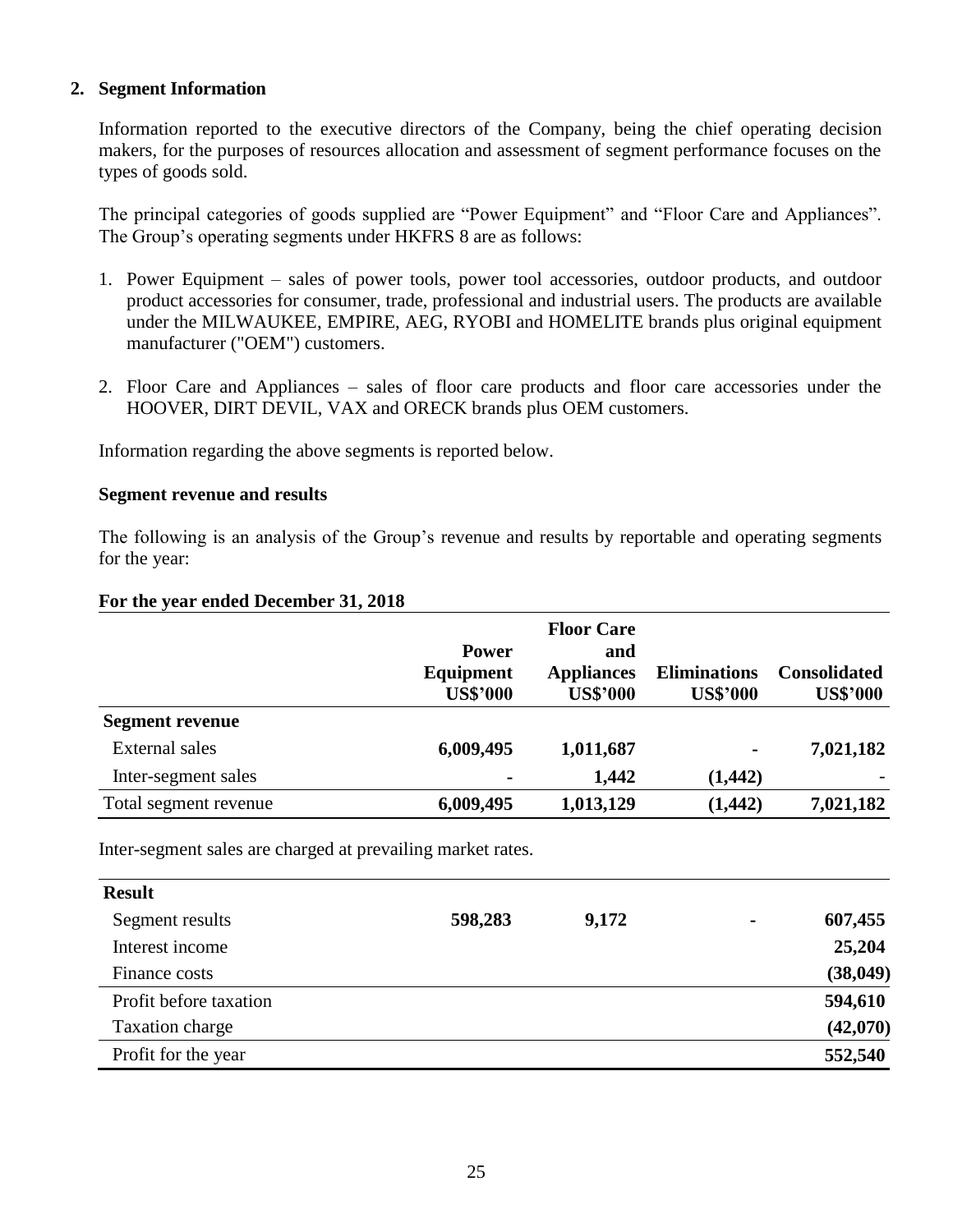## 2. Segment Information

Information reported to the executive directors of the Company, being the chief operating decision makers, for the purposes of resources allocation and assessment of segment performance focuses on the types of goods sold.

The principal categories of goods supplied are "Power Equipment" and "Floor Care and Appliances". The Group's operating segments under HKFRS 8 are as follows:

1. Power Equipment – sales of power tools, power tool accessories, outdoor products, and outdoor product accessories for consumer, trade, professional and industrial users. The products are available under the MILWAUKEE, EMPIRE, AEG, RYOBI and HOMELITE brands plus original equipment manufacturer ("OEM") customers.

2. Floor Care and Appliances – sales of floor care products and floor care accessories under the HOOVER, DIRT DEVIL, VAX and ORECK brands plus OEM customers.

Information regarding the above segments is reported below.

### Segment revenue and results

The following is an analysis of the Group's revenue and results by reportable and operating segments for the year:

**For the year ended December 31, 2018**

| | Power Equipment US$'000 | Floor Care and Appliances US$'000 | Eliminations US$'000 | Consolidated US$'000 |
|---|---|---|---|---|
| **Segment revenue** | | | | |
| External sales | **6,009,495** | **1,011,687** | **-** | **7,021,182** |
| Inter-segment sales | **-** | **1,442** | **(1,442)** | - |
| Total segment revenue | **6,009,495** | **1,013,129** | **(1,442)** | **7,021,182** |

Inter-segment sales are charged at prevailing market rates.

| | | | | |
|---|---|---|---|---|
| **Result** | | | | |
| Segment results | **598,283** | **9,172** | **-** | **607,455** |
| Interest income | | | | **25,204** |
| Finance costs | | | | **(38,049)** |
| Profit before taxation | | | | **594,610** |
| Taxation charge | | | | **(42,070)** |
| Profit for the year | | | | **552,540** |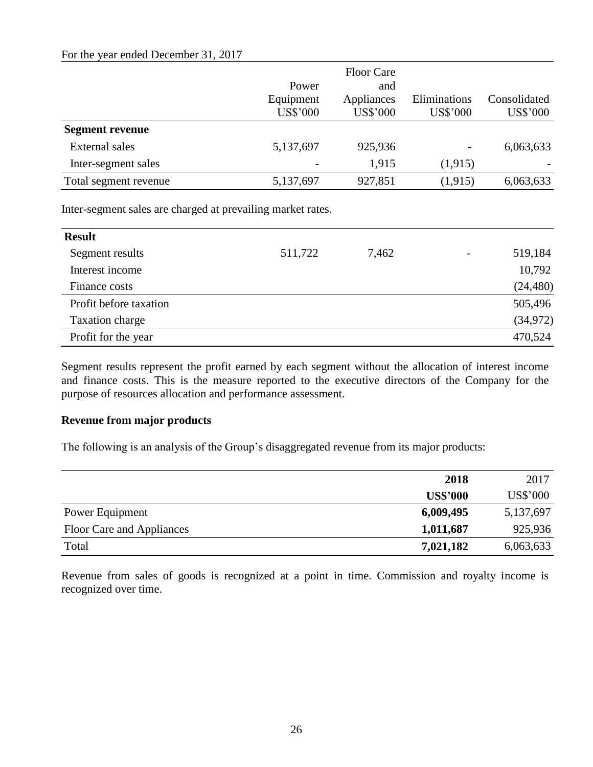For the year ended December 31, 2017

| | Power Equipment US$'000 | Floor Care and Appliances US$'000 | Eliminations US$'000 | Consolidated US$'000 |
|---|---|---|---|---|
| **Segment revenue** | | | | |
| External sales | 5,137,697 | 925,936 | - | 6,063,633 |
| Inter-segment sales | - | 1,915 | (1,915) | - |
| Total segment revenue | 5,137,697 | 927,851 | (1,915) | 6,063,633 |

Inter-segment sales are charged at prevailing market rates.

| | | | | |
|---|---|---|---|---|
| **Result** | | | | |
| Segment results | 511,722 | 7,462 | - | 519,184 |
| Interest income | | | | 10,792 |
| Finance costs | | | | (24,480) |
| Profit before taxation | | | | 505,496 |
| Taxation charge | | | | (34,972) |
| Profit for the year | | | | 470,524 |

Segment results represent the profit earned by each segment without the allocation of interest income and finance costs. This is the measure reported to the executive directors of the Company for the purpose of resources allocation and performance assessment.

**Revenue from major products**

The following is an analysis of the Group's disaggregated revenue from its major products:

| | **2018** **US$'000** | 2017 US$'000 |
|---|---|---|
| Power Equipment | **6,009,495** | 5,137,697 |
| Floor Care and Appliances | **1,011,687** | 925,936 |
| Total | **7,021,182** | 6,063,633 |

Revenue from sales of goods is recognized at a point in time. Commission and royalty income is recognized over time.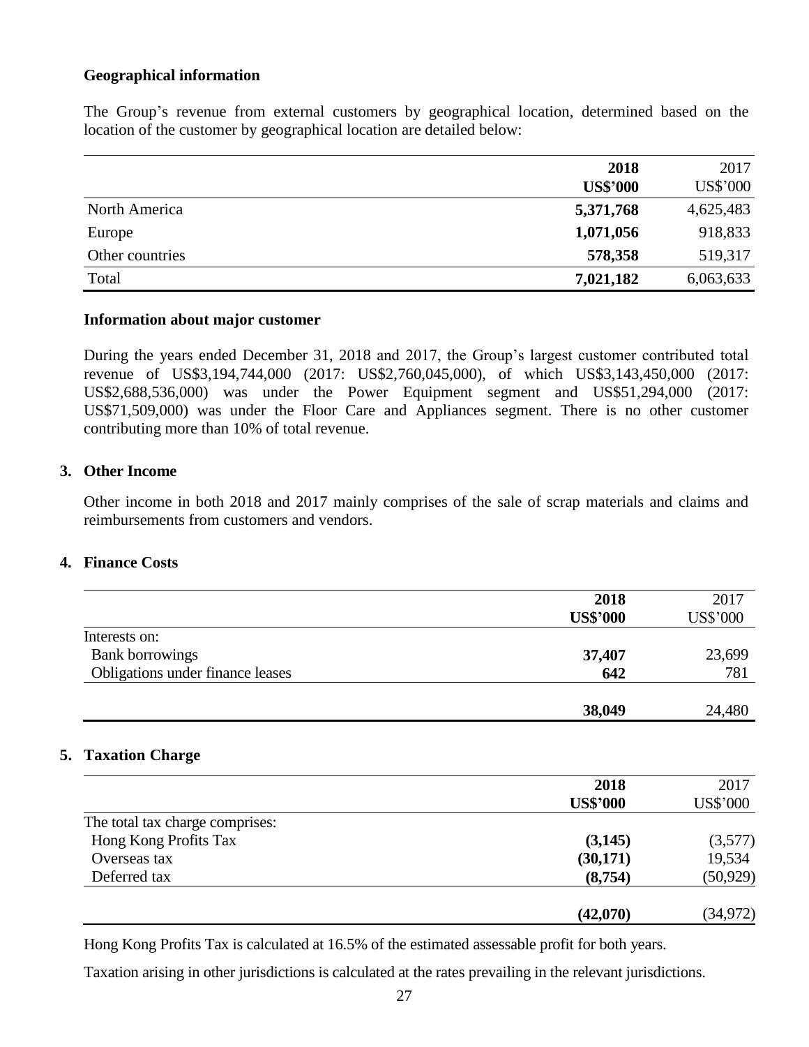**Geographical information**

The Group's revenue from external customers by geographical location, determined based on the location of the customer by geographical location are detailed below:

| | **2018** | 2017 |
|---|---|---|
| | **US$'000** | US$'000 |
| North America | **5,371,768** | 4,625,483 |
| Europe | **1,071,056** | 918,833 |
| Other countries | **578,358** | 519,317 |
| Total | **7,021,182** | 6,063,633 |

**Information about major customer**

During the years ended December 31, 2018 and 2017, the Group's largest customer contributed total revenue of US$3,194,744,000 (2017: US$2,760,045,000), of which US$3,143,450,000 (2017: US$2,688,536,000) was under the Power Equipment segment and US$51,294,000 (2017: US$71,509,000) was under the Floor Care and Appliances segment. There is no other customer contributing more than 10% of total revenue.

## 3. Other Income

Other income in both 2018 and 2017 mainly comprises of the sale of scrap materials and claims and reimbursements from customers and vendors.

## 4. Finance Costs

| | **2018** | 2017 |
|---|---|---|
| | **US$'000** | US$'000 |
| Interests on: | | |
| Bank borrowings | **37,407** | 23,699 |
| Obligations under finance leases | **642** | 781 |
| | **38,049** | 24,480 |

## 5. Taxation Charge

| | **2018** | 2017 |
|---|---|---|
| | **US$'000** | US$'000 |
| The total tax charge comprises: | | |
| Hong Kong Profits Tax | **(3,145)** | (3,577) |
| Overseas tax | **(30,171)** | 19,534 |
| Deferred tax | **(8,754)** | (50,929) |
| | **(42,070)** | (34,972) |

Hong Kong Profits Tax is calculated at 16.5% of the estimated assessable profit for both years.

Taxation arising in other jurisdictions is calculated at the rates prevailing in the relevant jurisdictions.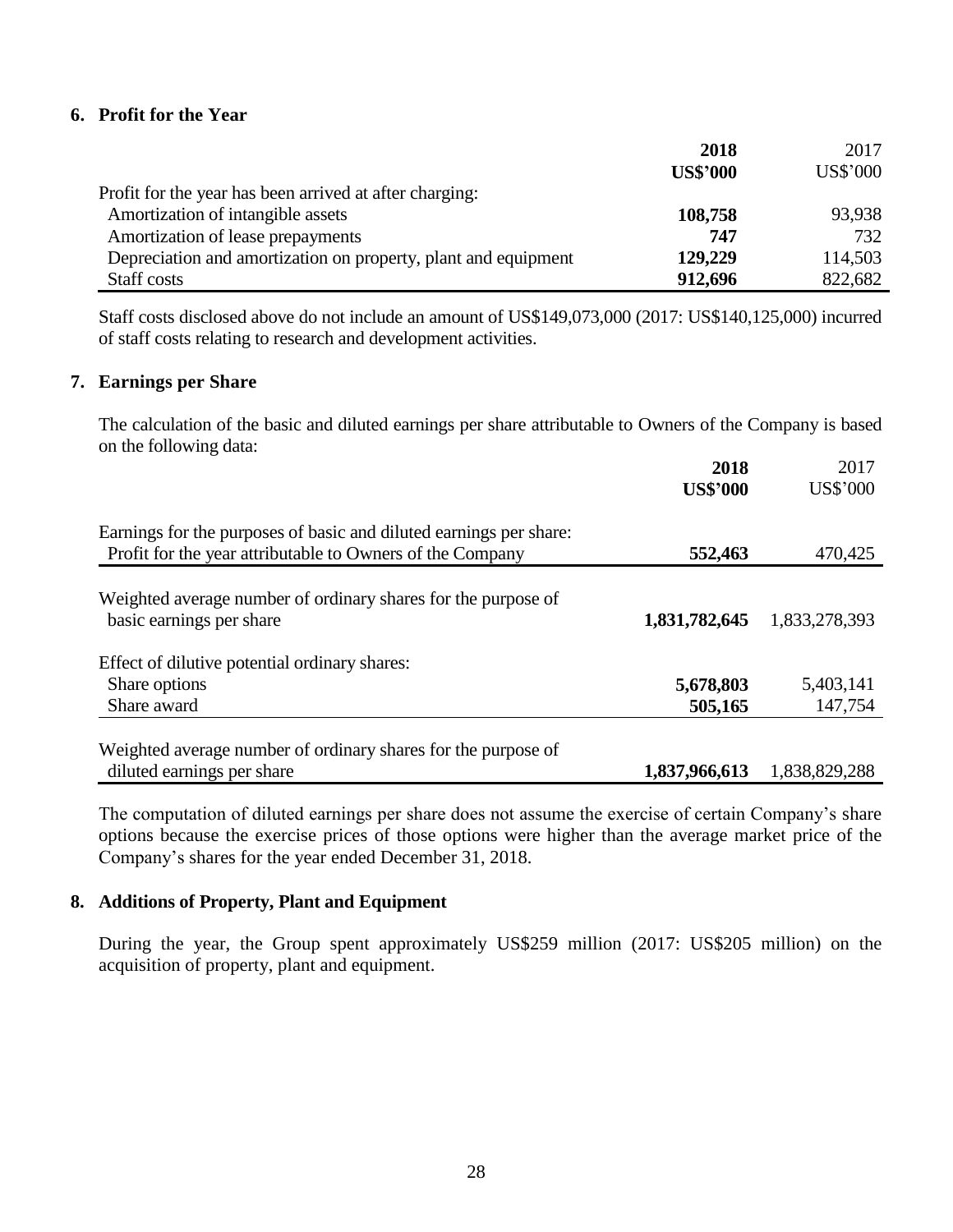## 6. Profit for the Year

| | 2018 | 2017 |
|---|---|---|
| | **US\$'000** | US\$'000 |
| Profit for the year has been arrived at after charging: | | |
| Amortization of intangible assets | **108,758** | 93,938 |
| Amortization of lease prepayments | **747** | 732 |
| Depreciation and amortization on property, plant and equipment | **129,229** | 114,503 |
| Staff costs | **912,696** | 822,682 |

Staff costs disclosed above do not include an amount of US\$149,073,000 (2017: US\$140,125,000) incurred of staff costs relating to research and development activities.

## 7. Earnings per Share

The calculation of the basic and diluted earnings per share attributable to Owners of the Company is based on the following data:

| | 2018 | 2017 |
|---|---|---|
| | **US\$'000** | US\$'000 |
| Earnings for the purposes of basic and diluted earnings per share: | | |
| Profit for the year attributable to Owners of the Company | **552,463** | 470,425 |
| Weighted average number of ordinary shares for the purpose of basic earnings per share | **1,831,782,645** | 1,833,278,393 |
| Effect of dilutive potential ordinary shares: | | |
| Share options | **5,678,803** | 5,403,141 |
| Share award | **505,165** | 147,754 |
| Weighted average number of ordinary shares for the purpose of diluted earnings per share | **1,837,966,613** | 1,838,829,288 |

The computation of diluted earnings per share does not assume the exercise of certain Company's share options because the exercise prices of those options were higher than the average market price of the Company's shares for the year ended December 31, 2018.

## 8. Additions of Property, Plant and Equipment

During the year, the Group spent approximately US\$259 million (2017: US\$205 million) on the acquisition of property, plant and equipment.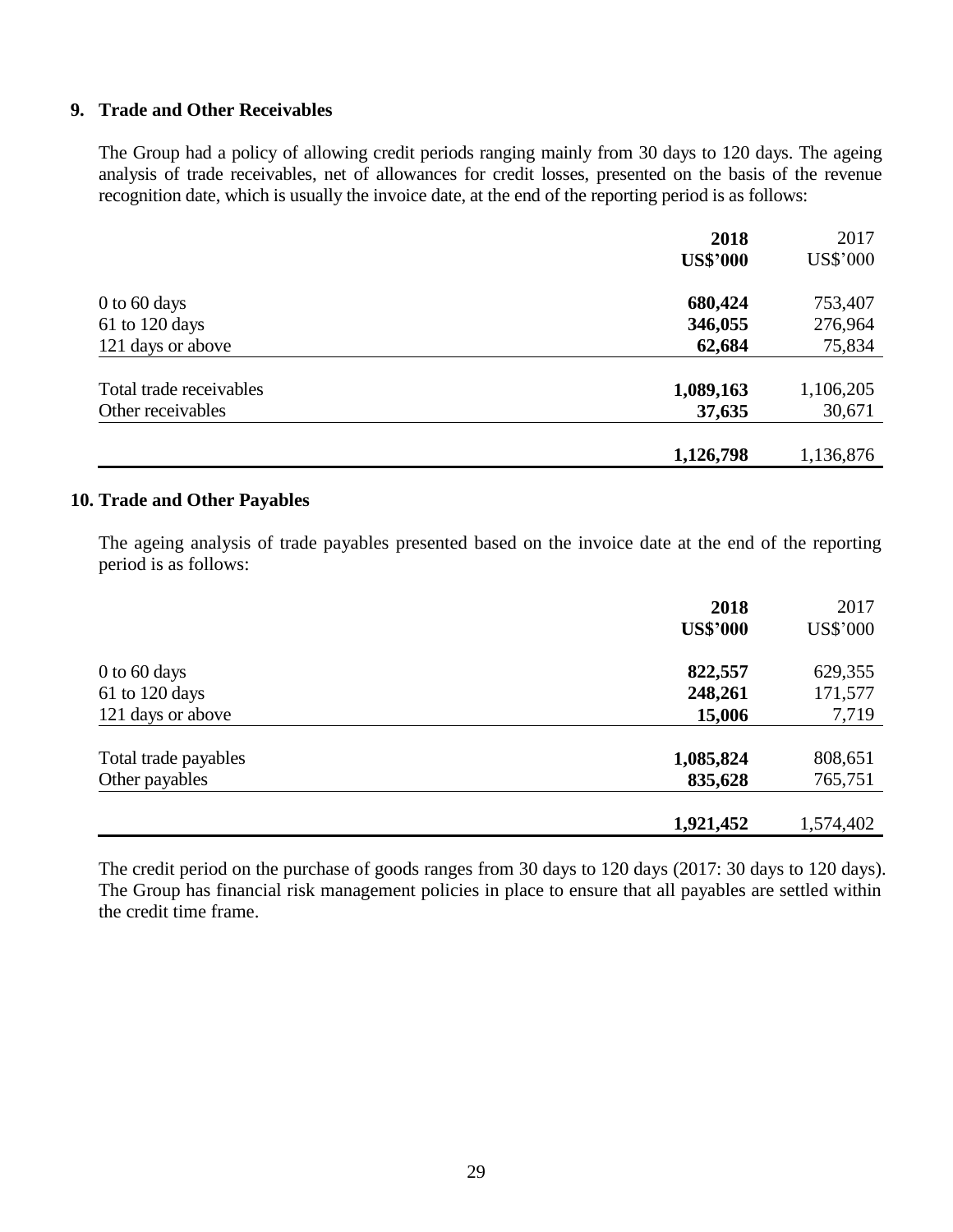## 9. Trade and Other Receivables

The Group had a policy of allowing credit periods ranging mainly from 30 days to 120 days. The ageing analysis of trade receivables, net of allowances for credit losses, presented on the basis of the revenue recognition date, which is usually the invoice date, at the end of the reporting period is as follows:

| | **2018** | 2017 |
|---|---|---|
| | **US$'000** | US$'000 |
| 0 to 60 days | **680,424** | 753,407 |
| 61 to 120 days | **346,055** | 276,964 |
| 121 days or above | **62,684** | 75,834 |
| Total trade receivables | **1,089,163** | 1,106,205 |
| Other receivables | **37,635** | 30,671 |
| | **1,126,798** | 1,136,876 |

## 10. Trade and Other Payables

The ageing analysis of trade payables presented based on the invoice date at the end of the reporting period is as follows:

| | **2018** | 2017 |
|---|---|---|
| | **US$'000** | US$'000 |
| 0 to 60 days | **822,557** | 629,355 |
| 61 to 120 days | **248,261** | 171,577 |
| 121 days or above | **15,006** | 7,719 |
| Total trade payables | **1,085,824** | 808,651 |
| Other payables | **835,628** | 765,751 |
| | **1,921,452** | 1,574,402 |

The credit period on the purchase of goods ranges from 30 days to 120 days (2017: 30 days to 120 days). The Group has financial risk management policies in place to ensure that all payables are settled within the credit time frame.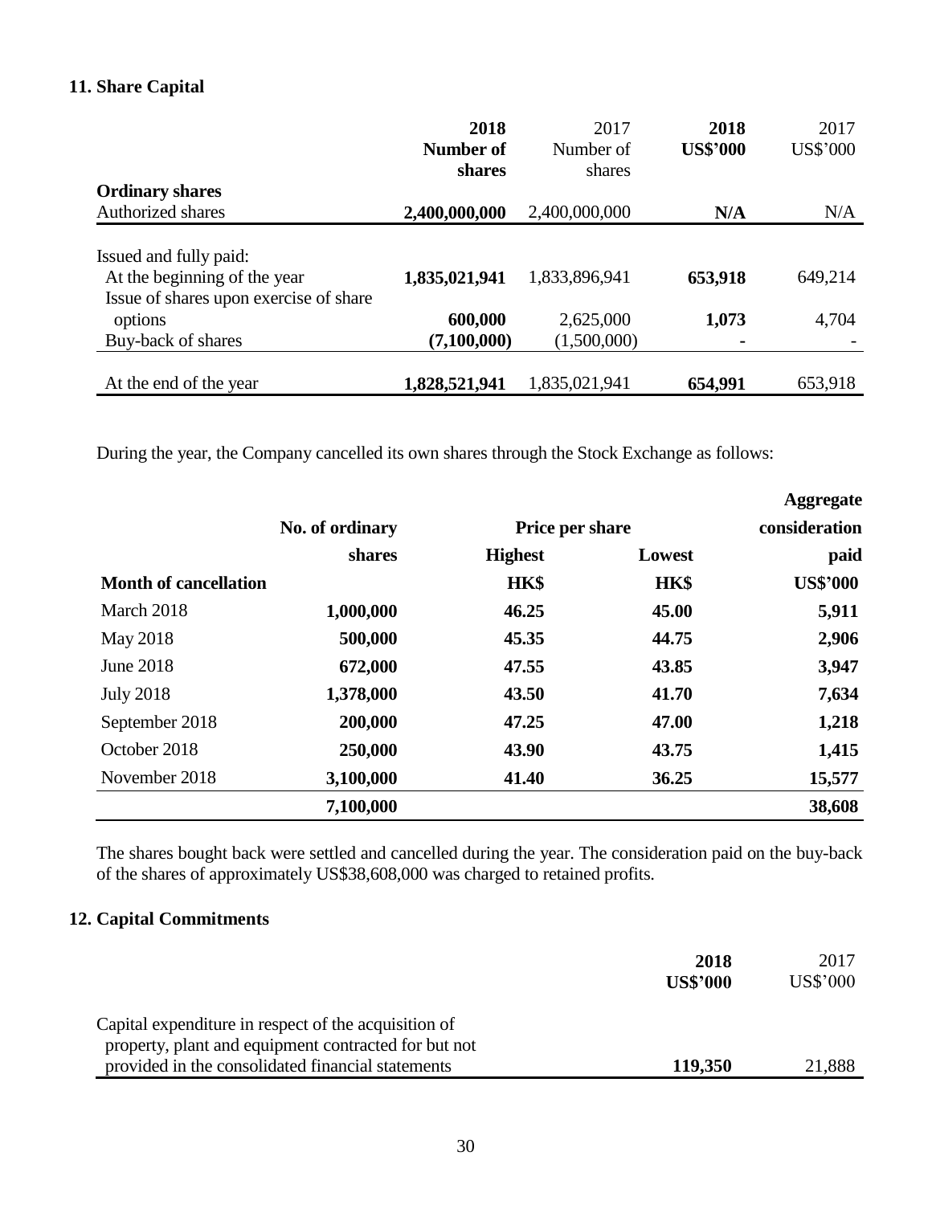## 11. Share Capital

| | 2018 Number of shares | 2017 Number of shares | 2018 US$'000 | 2017 US$'000 |
|---|---|---|---|---|
| **Ordinary shares** | | | | |
| Authorized shares | **2,400,000,000** | 2,400,000,000 | **N/A** | N/A |
| Issued and fully paid: | | | | |
| At the beginning of the year | **1,835,021,941** | 1,833,896,941 | **653,918** | 649,214 |
| Issue of shares upon exercise of share options | **600,000** | 2,625,000 | **1,073** | 4,704 |
| Buy-back of shares | **(7,100,000)** | (1,500,000) | **-** | - |
| At the end of the year | **1,828,521,941** | 1,835,021,941 | **654,991** | 653,918 |

During the year, the Company cancelled its own shares through the Stock Exchange as follows:

| | No. of ordinary shares | Price per share | | Aggregate consideration paid |
|---|---|---|---|---|
| | | Highest | Lowest | |
| **Month of cancellation** | | **HK$** | **HK$** | **US$'000** |
| March 2018 | **1,000,000** | **46.25** | **45.00** | **5,911** |
| May 2018 | **500,000** | **45.35** | **44.75** | **2,906** |
| June 2018 | **672,000** | **47.55** | **43.85** | **3,947** |
| July 2018 | **1,378,000** | **43.50** | **41.70** | **7,634** |
| September 2018 | **200,000** | **47.25** | **47.00** | **1,218** |
| October 2018 | **250,000** | **43.90** | **43.75** | **1,415** |
| November 2018 | **3,100,000** | **41.40** | **36.25** | **15,577** |
| | **7,100,000** | | | **38,608** |

The shares bought back were settled and cancelled during the year. The consideration paid on the buy-back of the shares of approximately US$38,608,000 was charged to retained profits.

## 12. Capital Commitments

| | 2018 US$'000 | 2017 US$'000 |
|---|---|---|
| Capital expenditure in respect of the acquisition of property, plant and equipment contracted for but not provided in the consolidated financial statements | **119,350** | 21,888 |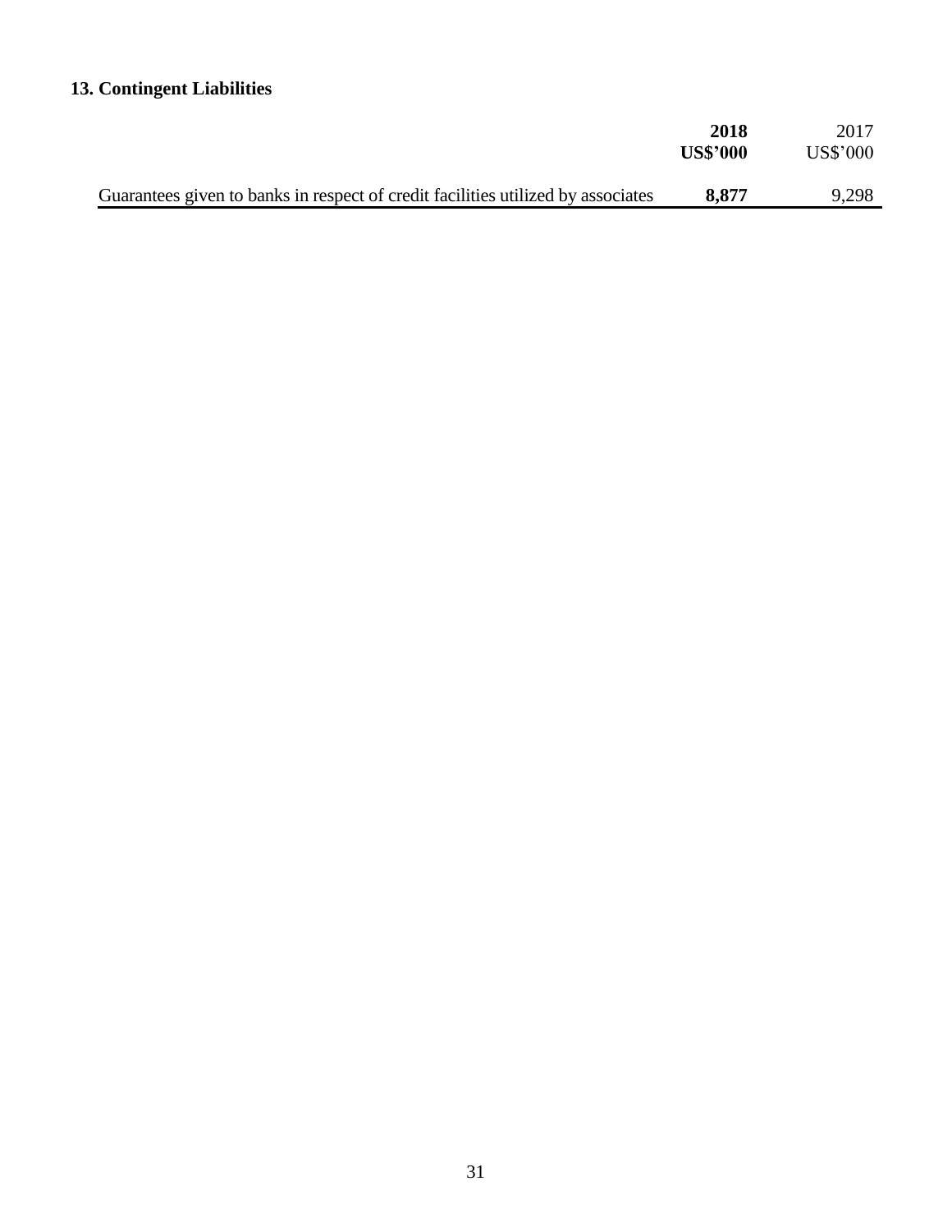## 13. Contingent Liabilities

| | **2018** | 2017 |
|---|---|---|
| | **US$'000** | US$'000 |
| Guarantees given to banks in respect of credit facilities utilized by associates | **8,877** | 9,298 |